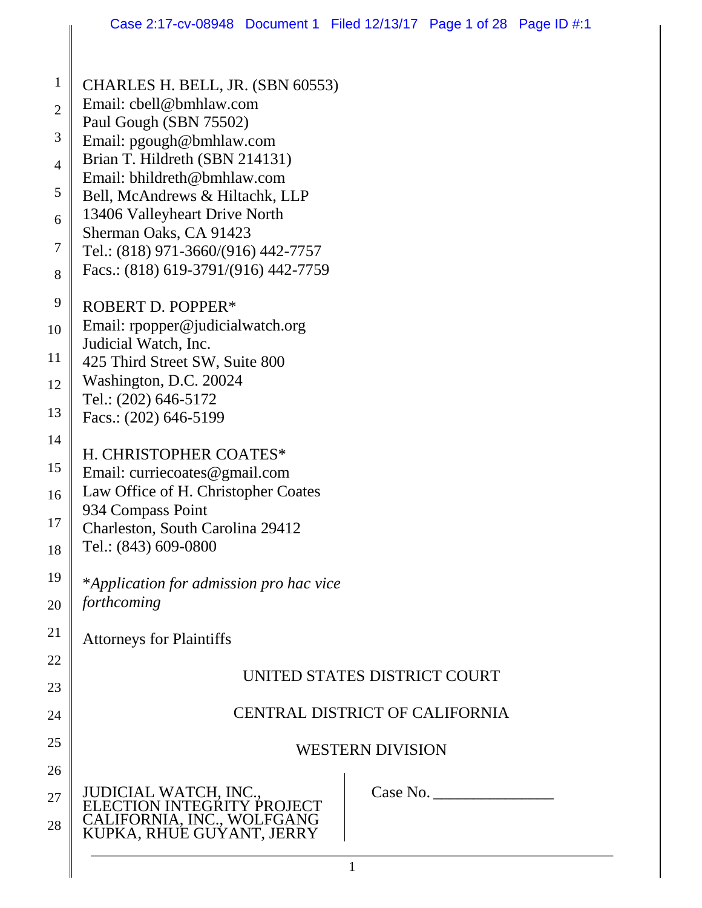CHARLES H. BELL, JR. (SBN 60553)
Email: cbell@bmhlaw.com
Paul Gough (SBN 75502)
Email: pgough@bmhlaw.com
Brian T. Hildreth (SBN 214131)
Email: bhildreth@bmhlaw.com
Bell, McAndrews & Hiltachk, LLP
13406 Valleyheart Drive North
Sherman Oaks, CA 91423
Tel.: (818) 971-3660/(916) 442-7757
Facs.: (818) 619-3791/(916) 442-7759

ROBERT D. POPPER*
Email: rpopper@judicialwatch.org
Judicial Watch, Inc.
425 Third Street SW, Suite 800
Washington, D.C. 20024
Tel.: (202) 646-5172
Facs.: (202) 646-5199

H. CHRISTOPHER COATES*
Email: curriecoates@gmail.com
Law Office of H. Christopher Coates
934 Compass Point
Charleston, South Carolina 29412
Tel.: (843) 609-0800

**Application for admission pro hac vice forthcoming*

Attorneys for Plaintiffs

UNITED STATES DISTRICT COURT

CENTRAL DISTRICT OF CALIFORNIA

WESTERN DIVISION

JUDICIAL WATCH, INC., ELECTION INTEGRITY PROJECT CALIFORNIA, INC., WOLFGANG KUPKA, RHUE GUYANT, JERRY

Case No. _______________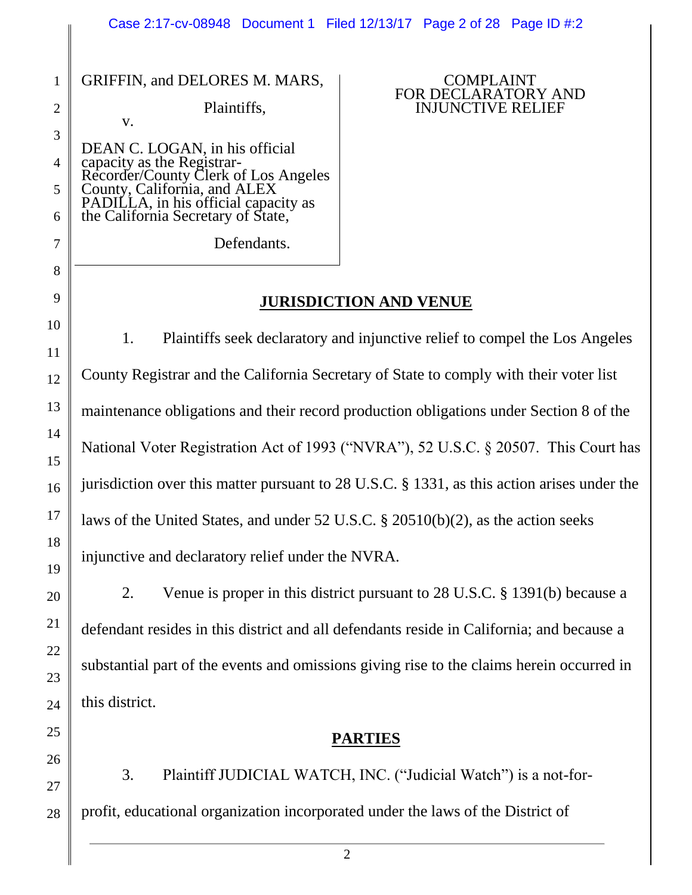GRIFFIN, and DELORES M. MARS,

Plaintiffs,

v.

DEAN C. LOGAN, in his official capacity as the Registrar-Recorder/County Clerk of Los Angeles County, California, and ALEX PADILLA, in his official capacity as the California Secretary of State,

Defendants.

COMPLAINT FOR DECLARATORY AND INJUNCTIVE RELIEF

## JURISDICTION AND VENUE

1. Plaintiffs seek declaratory and injunctive relief to compel the Los Angeles County Registrar and the California Secretary of State to comply with their voter list maintenance obligations and their record production obligations under Section 8 of the National Voter Registration Act of 1993 ("NVRA"), 52 U.S.C. § 20507. This Court has jurisdiction over this matter pursuant to 28 U.S.C. § 1331, as this action arises under the laws of the United States, and under 52 U.S.C. § 20510(b)(2), as the action seeks injunctive and declaratory relief under the NVRA.

2. Venue is proper in this district pursuant to 28 U.S.C. § 1391(b) because a defendant resides in this district and all defendants reside in California; and because a substantial part of the events and omissions giving rise to the claims herein occurred in this district.

## PARTIES

3. Plaintiff JUDICIAL WATCH, INC. ("Judicial Watch") is a not-for-profit, educational organization incorporated under the laws of the District of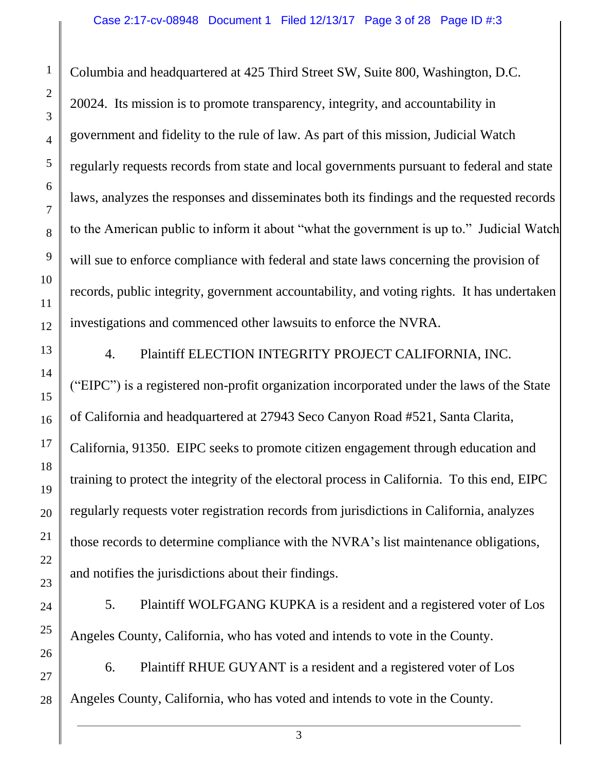Columbia and headquartered at 425 Third Street SW, Suite 800, Washington, D.C. 20024. Its mission is to promote transparency, integrity, and accountability in government and fidelity to the rule of law. As part of this mission, Judicial Watch regularly requests records from state and local governments pursuant to federal and state laws, analyzes the responses and disseminates both its findings and the requested records to the American public to inform it about "what the government is up to." Judicial Watch will sue to enforce compliance with federal and state laws concerning the provision of records, public integrity, government accountability, and voting rights. It has undertaken investigations and commenced other lawsuits to enforce the NVRA.

4. Plaintiff ELECTION INTEGRITY PROJECT CALIFORNIA, INC. ("EIPC") is a registered non-profit organization incorporated under the laws of the State of California and headquartered at 27943 Seco Canyon Road #521, Santa Clarita, California, 91350. EIPC seeks to promote citizen engagement through education and training to protect the integrity of the electoral process in California. To this end, EIPC regularly requests voter registration records from jurisdictions in California, analyzes those records to determine compliance with the NVRA's list maintenance obligations, and notifies the jurisdictions about their findings.

5. Plaintiff WOLFGANG KUPKA is a resident and a registered voter of Los Angeles County, California, who has voted and intends to vote in the County.

6. Plaintiff RHUE GUYANT is a resident and a registered voter of Los Angeles County, California, who has voted and intends to vote in the County.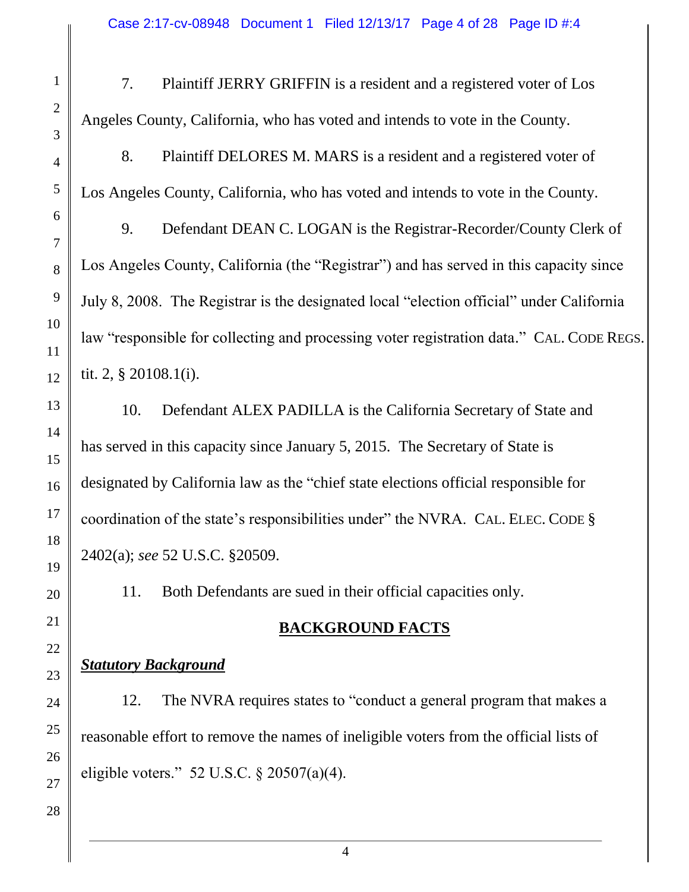7. Plaintiff JERRY GRIFFIN is a resident and a registered voter of Los Angeles County, California, who has voted and intends to vote in the County.

8. Plaintiff DELORES M. MARS is a resident and a registered voter of Los Angeles County, California, who has voted and intends to vote in the County.

9. Defendant DEAN C. LOGAN is the Registrar-Recorder/County Clerk of Los Angeles County, California (the "Registrar") and has served in this capacity since July 8, 2008. The Registrar is the designated local "election official" under California law "responsible for collecting and processing voter registration data." CAL. CODE REGS. tit. 2, § 20108.1(i).

10. Defendant ALEX PADILLA is the California Secretary of State and has served in this capacity since January 5, 2015. The Secretary of State is designated by California law as the "chief state elections official responsible for coordination of the state's responsibilities under" the NVRA. CAL. ELEC. CODE § 2402(a); *see* 52 U.S.C. §20509.

11. Both Defendants are sued in their official capacities only.

## **BACKGROUND FACTS**

***Statutory Background***

12. The NVRA requires states to "conduct a general program that makes a reasonable effort to remove the names of ineligible voters from the official lists of eligible voters." 52 U.S.C. § 20507(a)(4).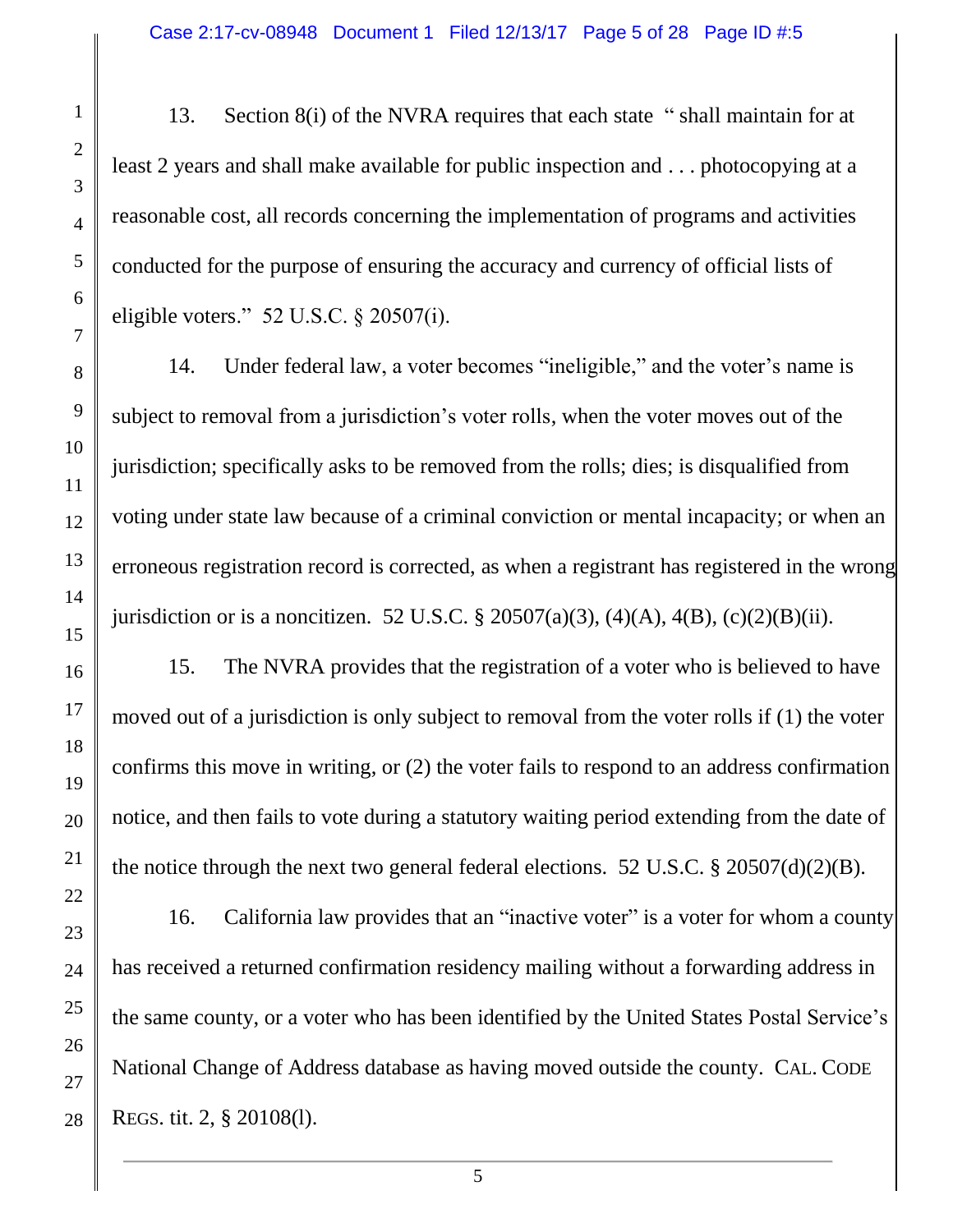13. Section 8(i) of the NVRA requires that each state " shall maintain for at least 2 years and shall make available for public inspection and . . . photocopying at a reasonable cost, all records concerning the implementation of programs and activities conducted for the purpose of ensuring the accuracy and currency of official lists of eligible voters." 52 U.S.C. § 20507(i).

14. Under federal law, a voter becomes "ineligible," and the voter's name is subject to removal from a jurisdiction's voter rolls, when the voter moves out of the jurisdiction; specifically asks to be removed from the rolls; dies; is disqualified from voting under state law because of a criminal conviction or mental incapacity; or when an erroneous registration record is corrected, as when a registrant has registered in the wrong jurisdiction or is a noncitizen. 52 U.S.C. § 20507(a)(3), (4)(A), 4(B), (c)(2)(B)(ii).

15. The NVRA provides that the registration of a voter who is believed to have moved out of a jurisdiction is only subject to removal from the voter rolls if (1) the voter confirms this move in writing, or (2) the voter fails to respond to an address confirmation notice, and then fails to vote during a statutory waiting period extending from the date of the notice through the next two general federal elections. 52 U.S.C. § 20507(d)(2)(B).

16. California law provides that an "inactive voter" is a voter for whom a county has received a returned confirmation residency mailing without a forwarding address in the same county, or a voter who has been identified by the United States Postal Service's National Change of Address database as having moved outside the county. CAL. CODE REGS. tit. 2, § 20108(l).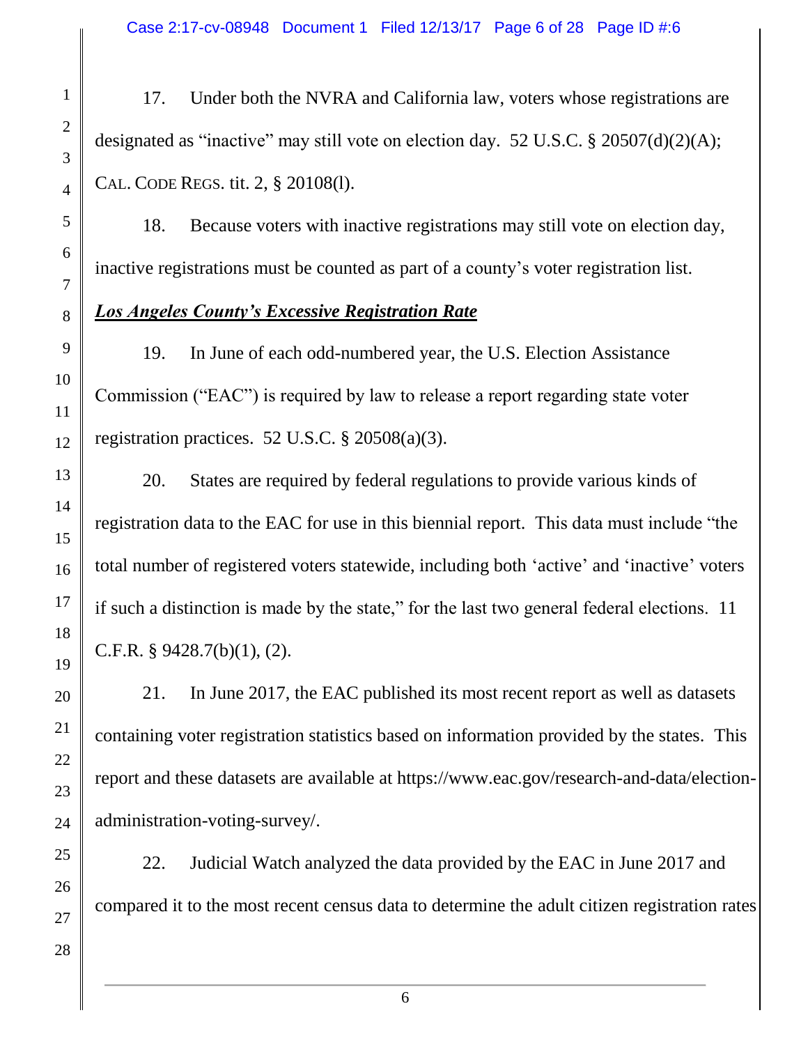17. Under both the NVRA and California law, voters whose registrations are designated as "inactive" may still vote on election day. 52 U.S.C. § 20507(d)(2)(A); CAL. CODE REGS. tit. 2, § 20108(l).

18. Because voters with inactive registrations may still vote on election day, inactive registrations must be counted as part of a county's voter registration list.

***Los Angeles County's Excessive Registration Rate***

19. In June of each odd-numbered year, the U.S. Election Assistance Commission ("EAC") is required by law to release a report regarding state voter registration practices. 52 U.S.C. § 20508(a)(3).

20. States are required by federal regulations to provide various kinds of registration data to the EAC for use in this biennial report. This data must include "the total number of registered voters statewide, including both 'active' and 'inactive' voters if such a distinction is made by the state," for the last two general federal elections. 11 C.F.R. § 9428.7(b)(1), (2).

21. In June 2017, the EAC published its most recent report as well as datasets containing voter registration statistics based on information provided by the states. This report and these datasets are available at https://www.eac.gov/research-and-data/election-administration-voting-survey/.

22. Judicial Watch analyzed the data provided by the EAC in June 2017 and compared it to the most recent census data to determine the adult citizen registration rates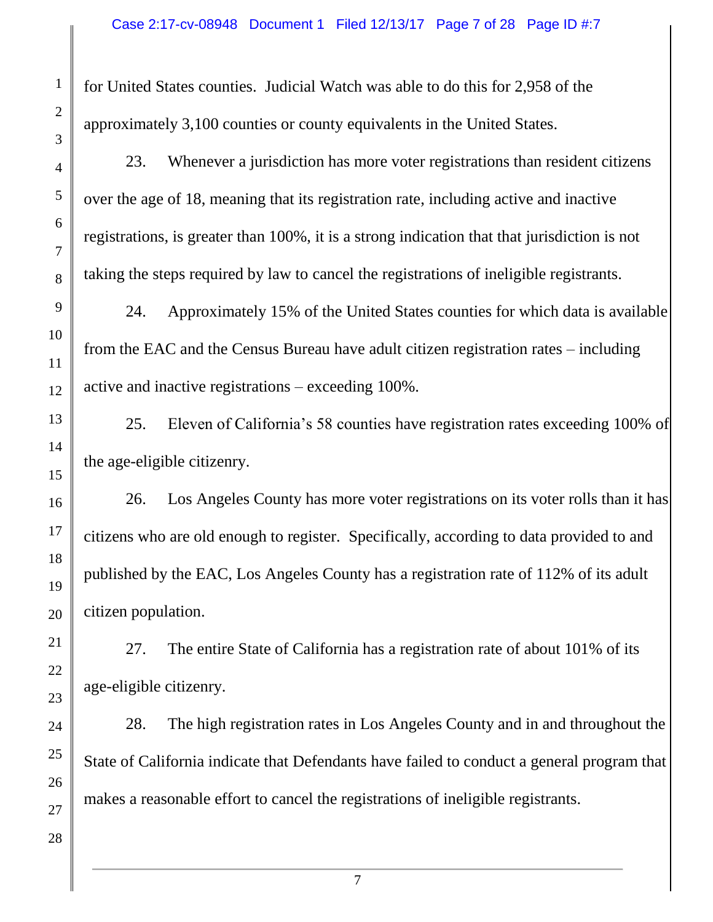for United States counties. Judicial Watch was able to do this for 2,958 of the approximately 3,100 counties or county equivalents in the United States.

23. Whenever a jurisdiction has more voter registrations than resident citizens over the age of 18, meaning that its registration rate, including active and inactive registrations, is greater than 100%, it is a strong indication that that jurisdiction is not taking the steps required by law to cancel the registrations of ineligible registrants.

24. Approximately 15% of the United States counties for which data is available from the EAC and the Census Bureau have adult citizen registration rates – including active and inactive registrations – exceeding 100%.

25. Eleven of California's 58 counties have registration rates exceeding 100% of the age-eligible citizenry.

26. Los Angeles County has more voter registrations on its voter rolls than it has citizens who are old enough to register. Specifically, according to data provided to and published by the EAC, Los Angeles County has a registration rate of 112% of its adult citizen population.

27. The entire State of California has a registration rate of about 101% of its age-eligible citizenry.

28. The high registration rates in Los Angeles County and in and throughout the State of California indicate that Defendants have failed to conduct a general program that makes a reasonable effort to cancel the registrations of ineligible registrants.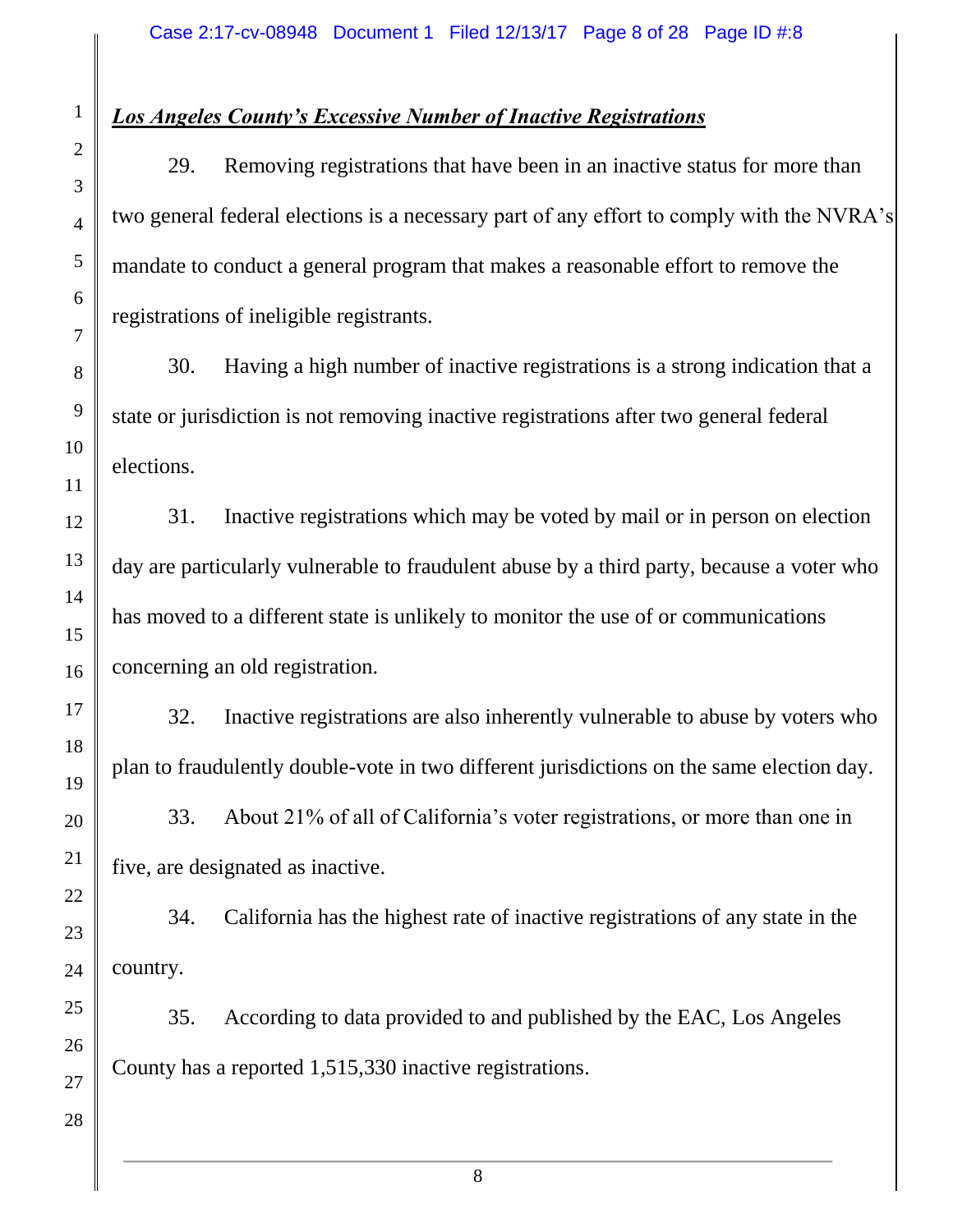***Los Angeles County's Excessive Number of Inactive Registrations***

29. Removing registrations that have been in an inactive status for more than two general federal elections is a necessary part of any effort to comply with the NVRA's mandate to conduct a general program that makes a reasonable effort to remove the registrations of ineligible registrants.

30. Having a high number of inactive registrations is a strong indication that a state or jurisdiction is not removing inactive registrations after two general federal elections.

31. Inactive registrations which may be voted by mail or in person on election day are particularly vulnerable to fraudulent abuse by a third party, because a voter who has moved to a different state is unlikely to monitor the use of or communications concerning an old registration.

32. Inactive registrations are also inherently vulnerable to abuse by voters who plan to fraudulently double-vote in two different jurisdictions on the same election day.

33. About 21% of all of California's voter registrations, or more than one in five, are designated as inactive.

34. California has the highest rate of inactive registrations of any state in the country.

35. According to data provided to and published by the EAC, Los Angeles County has a reported 1,515,330 inactive registrations.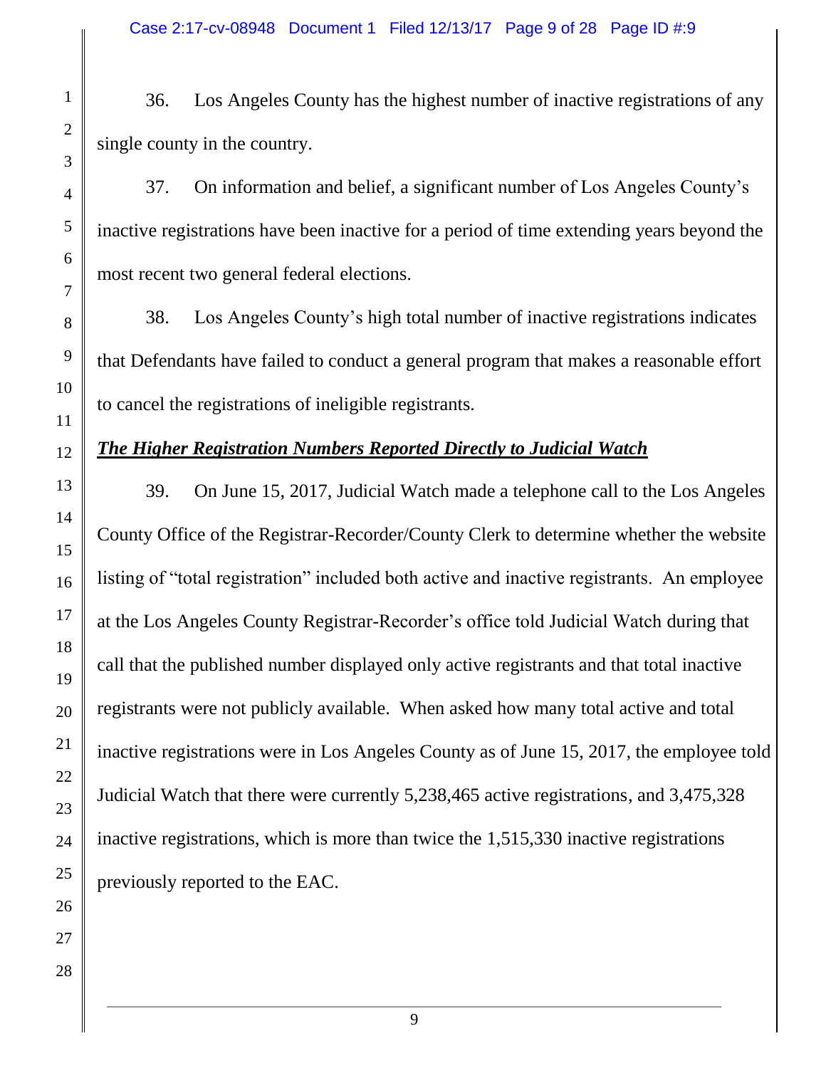36. Los Angeles County has the highest number of inactive registrations of any single county in the country.

37. On information and belief, a significant number of Los Angeles County's inactive registrations have been inactive for a period of time extending years beyond the most recent two general federal elections.

38. Los Angeles County's high total number of inactive registrations indicates that Defendants have failed to conduct a general program that makes a reasonable effort to cancel the registrations of ineligible registrants.

***The Higher Registration Numbers Reported Directly to Judicial Watch***

39. On June 15, 2017, Judicial Watch made a telephone call to the Los Angeles County Office of the Registrar-Recorder/County Clerk to determine whether the website listing of "total registration" included both active and inactive registrants. An employee at the Los Angeles County Registrar-Recorder's office told Judicial Watch during that call that the published number displayed only active registrants and that total inactive registrants were not publicly available. When asked how many total active and total inactive registrations were in Los Angeles County as of June 15, 2017, the employee told Judicial Watch that there were currently 5,238,465 active registrations, and 3,475,328 inactive registrations, which is more than twice the 1,515,330 inactive registrations previously reported to the EAC.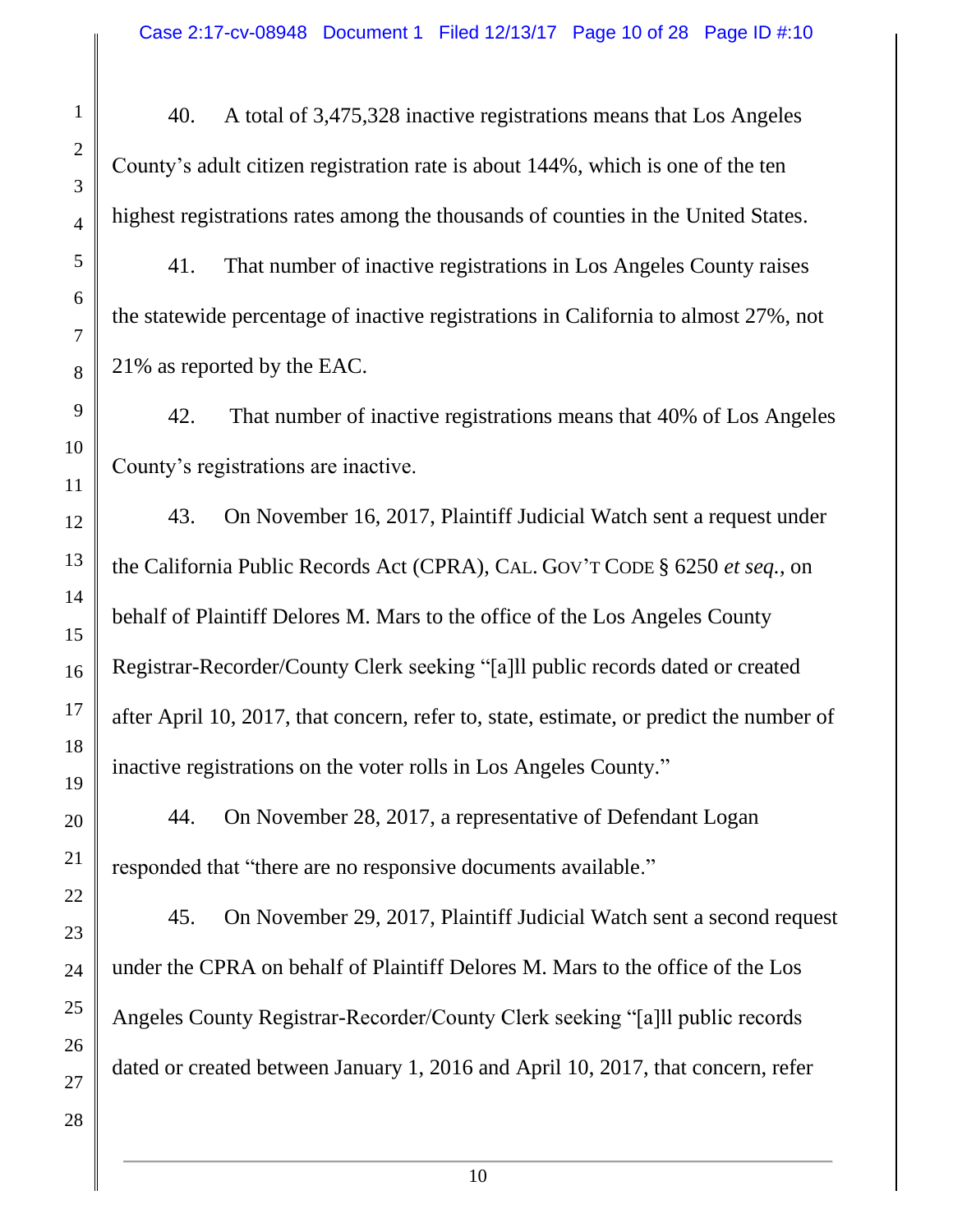40. A total of 3,475,328 inactive registrations means that Los Angeles County's adult citizen registration rate is about 144%, which is one of the ten highest registrations rates among the thousands of counties in the United States.

41. That number of inactive registrations in Los Angeles County raises the statewide percentage of inactive registrations in California to almost 27%, not 21% as reported by the EAC.

42. That number of inactive registrations means that 40% of Los Angeles County's registrations are inactive.

43. On November 16, 2017, Plaintiff Judicial Watch sent a request under the California Public Records Act (CPRA), CAL. GOV'T CODE § 6250 *et seq.*, on behalf of Plaintiff Delores M. Mars to the office of the Los Angeles County Registrar-Recorder/County Clerk seeking "[a]ll public records dated or created after April 10, 2017, that concern, refer to, state, estimate, or predict the number of inactive registrations on the voter rolls in Los Angeles County."

44. On November 28, 2017, a representative of Defendant Logan responded that "there are no responsive documents available."

45. On November 29, 2017, Plaintiff Judicial Watch sent a second request under the CPRA on behalf of Plaintiff Delores M. Mars to the office of the Los Angeles County Registrar-Recorder/County Clerk seeking "[a]ll public records dated or created between January 1, 2016 and April 10, 2017, that concern, refer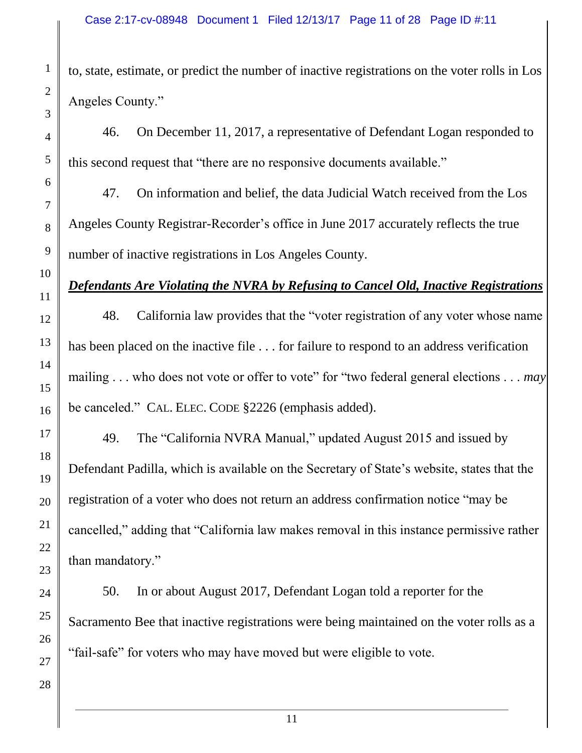to, state, estimate, or predict the number of inactive registrations on the voter rolls in Los Angeles County."

46. On December 11, 2017, a representative of Defendant Logan responded to this second request that "there are no responsive documents available."

47. On information and belief, the data Judicial Watch received from the Los Angeles County Registrar-Recorder's office in June 2017 accurately reflects the true number of inactive registrations in Los Angeles County.

***Defendants Are Violating the NVRA by Refusing to Cancel Old, Inactive Registrations***

48. California law provides that the "voter registration of any voter whose name has been placed on the inactive file . . . for failure to respond to an address verification mailing . . . who does not vote or offer to vote" for "two federal general elections . . . *may* be canceled." CAL. ELEC. CODE §2226 (emphasis added).

49. The "California NVRA Manual," updated August 2015 and issued by Defendant Padilla, which is available on the Secretary of State's website, states that the registration of a voter who does not return an address confirmation notice "may be cancelled," adding that "California law makes removal in this instance permissive rather than mandatory."

50. In or about August 2017, Defendant Logan told a reporter for the Sacramento Bee that inactive registrations were being maintained on the voter rolls as a "fail-safe" for voters who may have moved but were eligible to vote.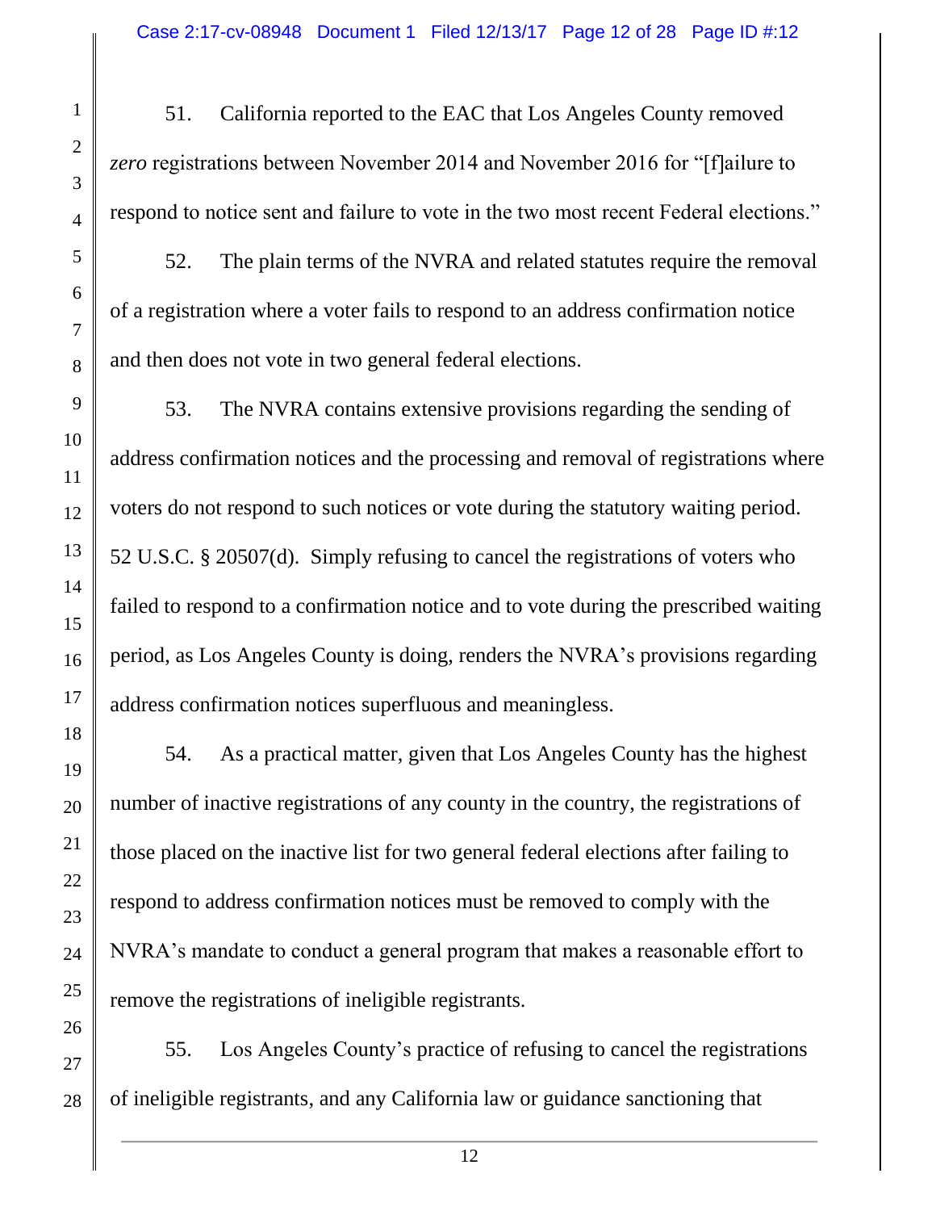51. California reported to the EAC that Los Angeles County removed *zero* registrations between November 2014 and November 2016 for "[f]ailure to respond to notice sent and failure to vote in the two most recent Federal elections."

52. The plain terms of the NVRA and related statutes require the removal of a registration where a voter fails to respond to an address confirmation notice and then does not vote in two general federal elections.

53. The NVRA contains extensive provisions regarding the sending of address confirmation notices and the processing and removal of registrations where voters do not respond to such notices or vote during the statutory waiting period. 52 U.S.C. § 20507(d). Simply refusing to cancel the registrations of voters who failed to respond to a confirmation notice and to vote during the prescribed waiting period, as Los Angeles County is doing, renders the NVRA's provisions regarding address confirmation notices superfluous and meaningless.

54. As a practical matter, given that Los Angeles County has the highest number of inactive registrations of any county in the country, the registrations of those placed on the inactive list for two general federal elections after failing to respond to address confirmation notices must be removed to comply with the NVRA's mandate to conduct a general program that makes a reasonable effort to remove the registrations of ineligible registrants.

55. Los Angeles County's practice of refusing to cancel the registrations of ineligible registrants, and any California law or guidance sanctioning that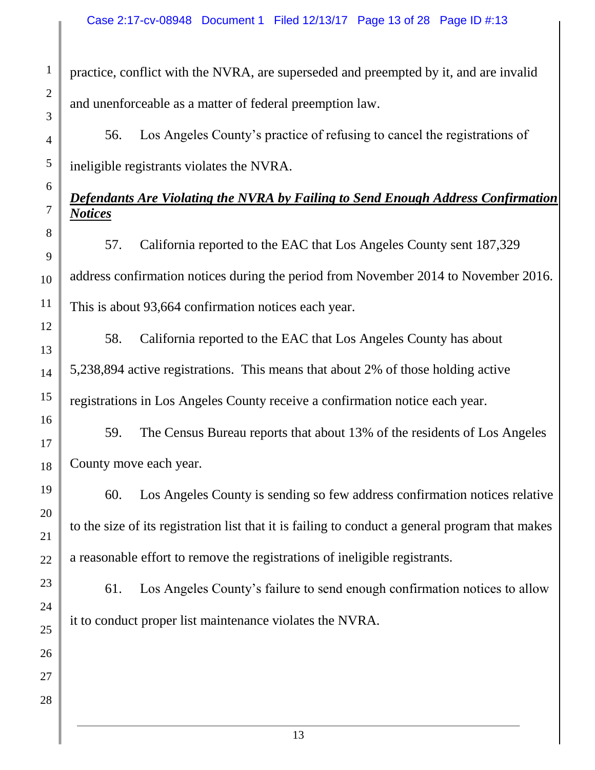practice, conflict with the NVRA, are superseded and preempted by it, and are invalid and unenforceable as a matter of federal preemption law.

56. Los Angeles County's practice of refusing to cancel the registrations of ineligible registrants violates the NVRA.

***Defendants Are Violating the NVRA by Failing to Send Enough Address Confirmation Notices***

57. California reported to the EAC that Los Angeles County sent 187,329 address confirmation notices during the period from November 2014 to November 2016. This is about 93,664 confirmation notices each year.

58. California reported to the EAC that Los Angeles County has about 5,238,894 active registrations. This means that about 2% of those holding active registrations in Los Angeles County receive a confirmation notice each year.

59. The Census Bureau reports that about 13% of the residents of Los Angeles County move each year.

60. Los Angeles County is sending so few address confirmation notices relative to the size of its registration list that it is failing to conduct a general program that makes a reasonable effort to remove the registrations of ineligible registrants.

61. Los Angeles County's failure to send enough confirmation notices to allow it to conduct proper list maintenance violates the NVRA.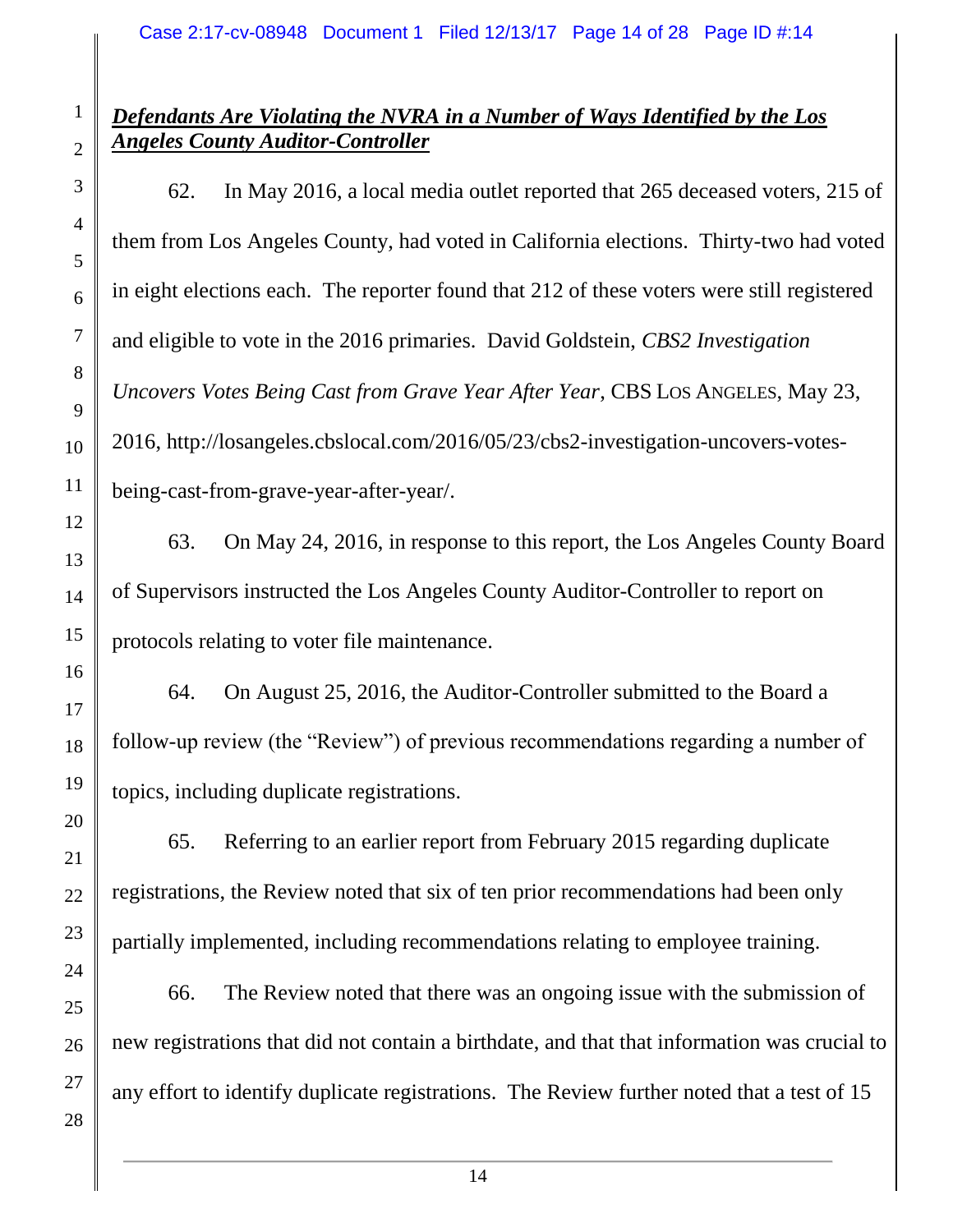***Defendants Are Violating the NVRA in a Number of Ways Identified by the Los Angeles County Auditor-Controller***

62. In May 2016, a local media outlet reported that 265 deceased voters, 215 of them from Los Angeles County, had voted in California elections. Thirty-two had voted in eight elections each. The reporter found that 212 of these voters were still registered and eligible to vote in the 2016 primaries. David Goldstein, *CBS2 Investigation Uncovers Votes Being Cast from Grave Year After Year*, CBS LOS ANGELES, May 23, 2016, http://losangeles.cbslocal.com/2016/05/23/cbs2-investigation-uncovers-votes-being-cast-from-grave-year-after-year/.

63. On May 24, 2016, in response to this report, the Los Angeles County Board of Supervisors instructed the Los Angeles County Auditor-Controller to report on protocols relating to voter file maintenance.

64. On August 25, 2016, the Auditor-Controller submitted to the Board a follow-up review (the "Review") of previous recommendations regarding a number of topics, including duplicate registrations.

65. Referring to an earlier report from February 2015 regarding duplicate registrations, the Review noted that six of ten prior recommendations had been only partially implemented, including recommendations relating to employee training.

66. The Review noted that there was an ongoing issue with the submission of new registrations that did not contain a birthdate, and that that information was crucial to any effort to identify duplicate registrations. The Review further noted that a test of 15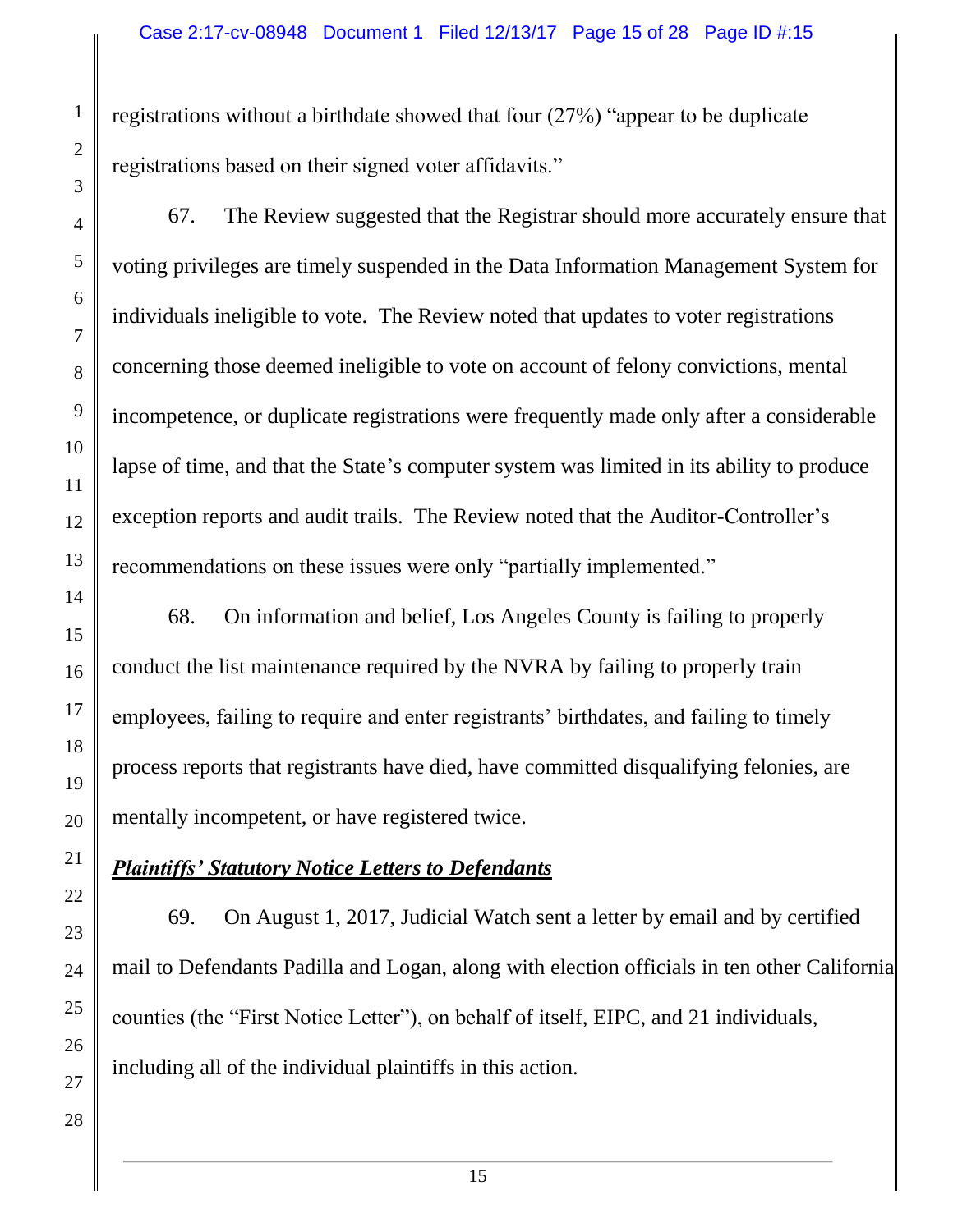registrations without a birthdate showed that four (27%) "appear to be duplicate registrations based on their signed voter affidavits."

67. The Review suggested that the Registrar should more accurately ensure that voting privileges are timely suspended in the Data Information Management System for individuals ineligible to vote. The Review noted that updates to voter registrations concerning those deemed ineligible to vote on account of felony convictions, mental incompetence, or duplicate registrations were frequently made only after a considerable lapse of time, and that the State's computer system was limited in its ability to produce exception reports and audit trails. The Review noted that the Auditor-Controller's recommendations on these issues were only "partially implemented."

68. On information and belief, Los Angeles County is failing to properly conduct the list maintenance required by the NVRA by failing to properly train employees, failing to require and enter registrants' birthdates, and failing to timely process reports that registrants have died, have committed disqualifying felonies, are mentally incompetent, or have registered twice.

***Plaintiffs' Statutory Notice Letters to Defendants***

69. On August 1, 2017, Judicial Watch sent a letter by email and by certified mail to Defendants Padilla and Logan, along with election officials in ten other California counties (the "First Notice Letter"), on behalf of itself, EIPC, and 21 individuals, including all of the individual plaintiffs in this action.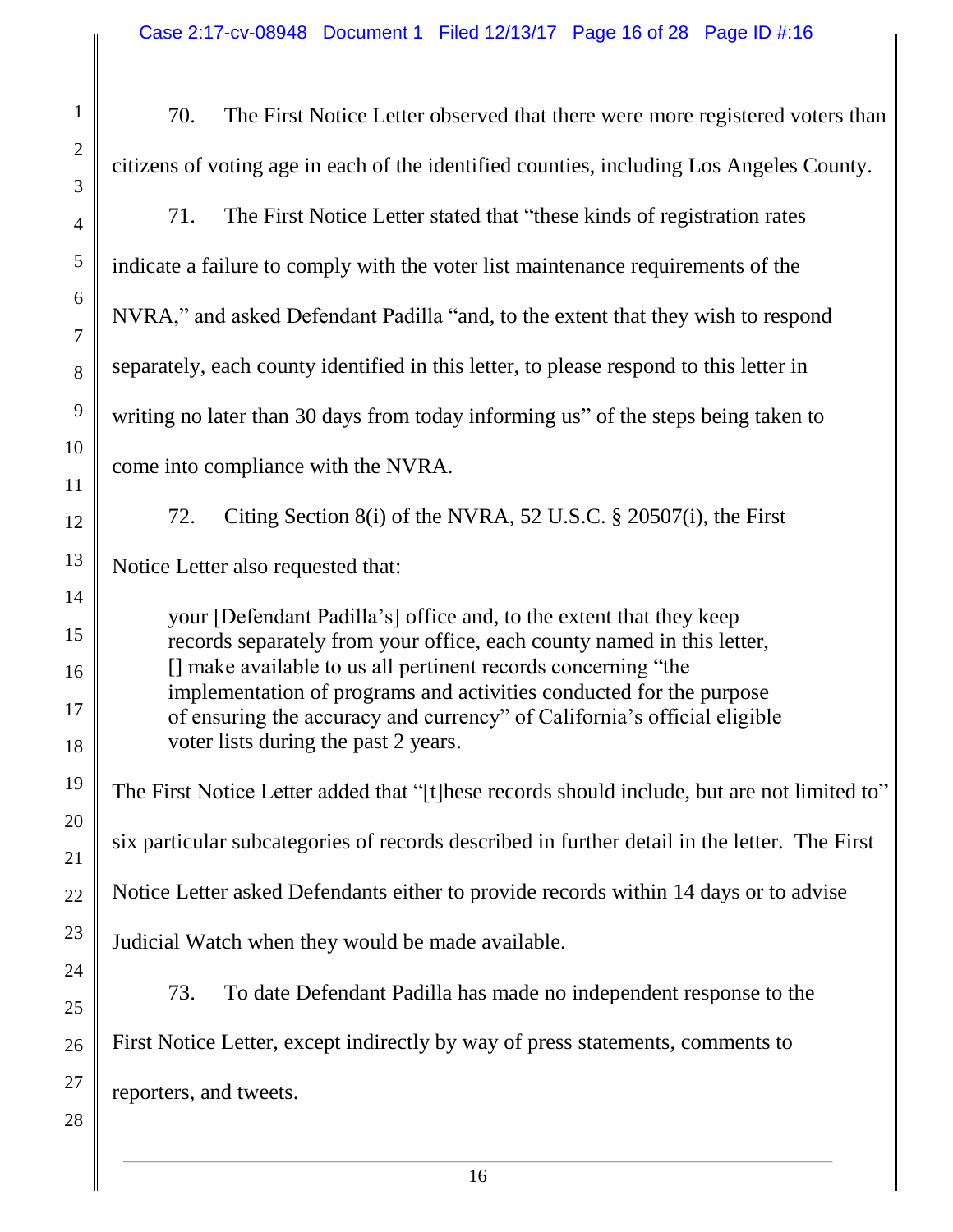70. The First Notice Letter observed that there were more registered voters than citizens of voting age in each of the identified counties, including Los Angeles County.

71. The First Notice Letter stated that "these kinds of registration rates indicate a failure to comply with the voter list maintenance requirements of the NVRA," and asked Defendant Padilla "and, to the extent that they wish to respond separately, each county identified in this letter, to please respond to this letter in writing no later than 30 days from today informing us" of the steps being taken to come into compliance with the NVRA.

72. Citing Section 8(i) of the NVRA, 52 U.S.C. § 20507(i), the First Notice Letter also requested that:

> your [Defendant Padilla's] office and, to the extent that they keep records separately from your office, each county named in this letter, [] make available to us all pertinent records concerning "the implementation of programs and activities conducted for the purpose of ensuring the accuracy and currency" of California's official eligible voter lists during the past 2 years.

The First Notice Letter added that "[t]hese records should include, but are not limited to" six particular subcategories of records described in further detail in the letter. The First Notice Letter asked Defendants either to provide records within 14 days or to advise Judicial Watch when they would be made available.

73. To date Defendant Padilla has made no independent response to the First Notice Letter, except indirectly by way of press statements, comments to reporters, and tweets.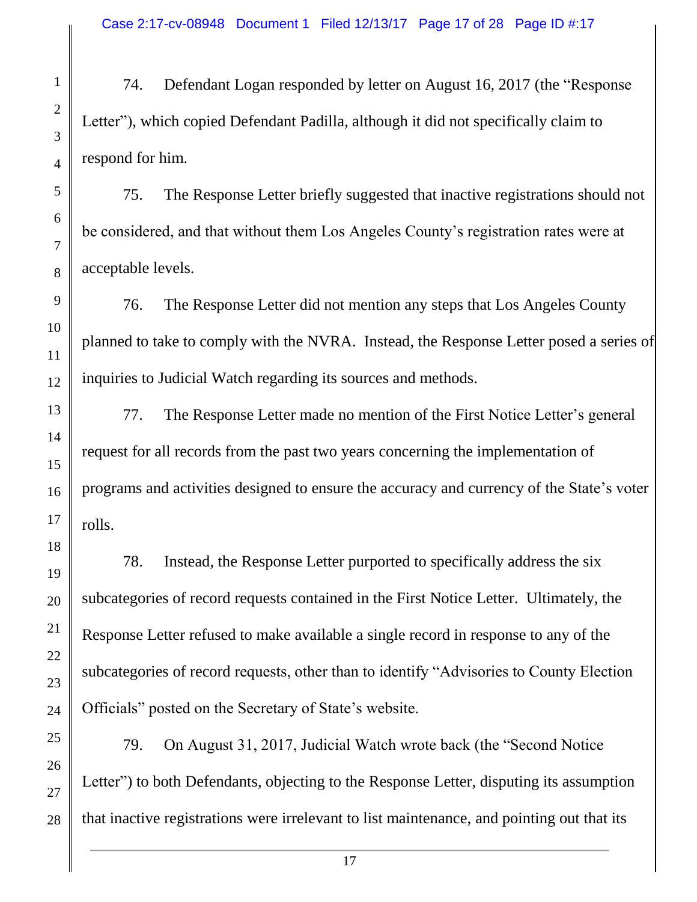74. Defendant Logan responded by letter on August 16, 2017 (the "Response Letter"), which copied Defendant Padilla, although it did not specifically claim to respond for him.

75. The Response Letter briefly suggested that inactive registrations should not be considered, and that without them Los Angeles County's registration rates were at acceptable levels.

76. The Response Letter did not mention any steps that Los Angeles County planned to take to comply with the NVRA. Instead, the Response Letter posed a series of inquiries to Judicial Watch regarding its sources and methods.

77. The Response Letter made no mention of the First Notice Letter's general request for all records from the past two years concerning the implementation of programs and activities designed to ensure the accuracy and currency of the State's voter rolls.

78. Instead, the Response Letter purported to specifically address the six subcategories of record requests contained in the First Notice Letter. Ultimately, the Response Letter refused to make available a single record in response to any of the subcategories of record requests, other than to identify "Advisories to County Election Officials" posted on the Secretary of State's website.

79. On August 31, 2017, Judicial Watch wrote back (the "Second Notice Letter") to both Defendants, objecting to the Response Letter, disputing its assumption that inactive registrations were irrelevant to list maintenance, and pointing out that its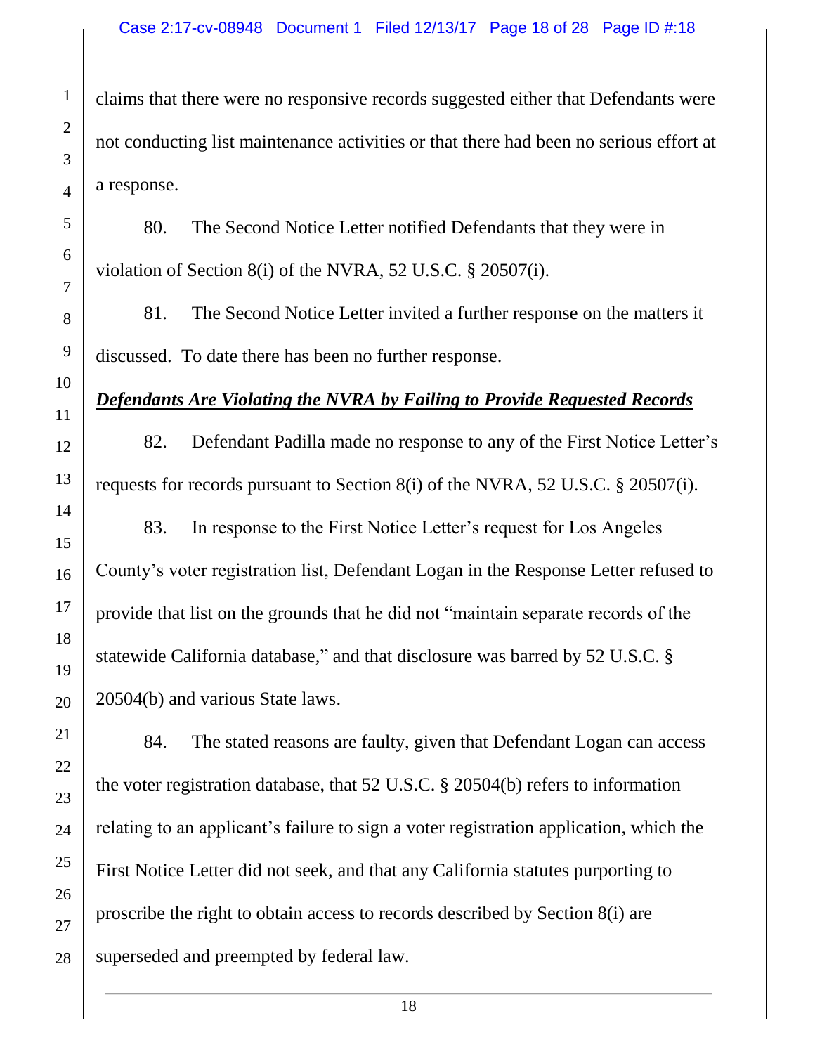claims that there were no responsive records suggested either that Defendants were not conducting list maintenance activities or that there had been no serious effort at a response.

80. The Second Notice Letter notified Defendants that they were in violation of Section 8(i) of the NVRA, 52 U.S.C. § 20507(i).

81. The Second Notice Letter invited a further response on the matters it discussed. To date there has been no further response.

***Defendants Are Violating the NVRA by Failing to Provide Requested Records***

82. Defendant Padilla made no response to any of the First Notice Letter's requests for records pursuant to Section 8(i) of the NVRA, 52 U.S.C. § 20507(i).

83. In response to the First Notice Letter's request for Los Angeles County's voter registration list, Defendant Logan in the Response Letter refused to provide that list on the grounds that he did not "maintain separate records of the statewide California database," and that disclosure was barred by 52 U.S.C. § 20504(b) and various State laws.

84. The stated reasons are faulty, given that Defendant Logan can access the voter registration database, that 52 U.S.C. § 20504(b) refers to information relating to an applicant's failure to sign a voter registration application, which the First Notice Letter did not seek, and that any California statutes purporting to proscribe the right to obtain access to records described by Section 8(i) are superseded and preempted by federal law.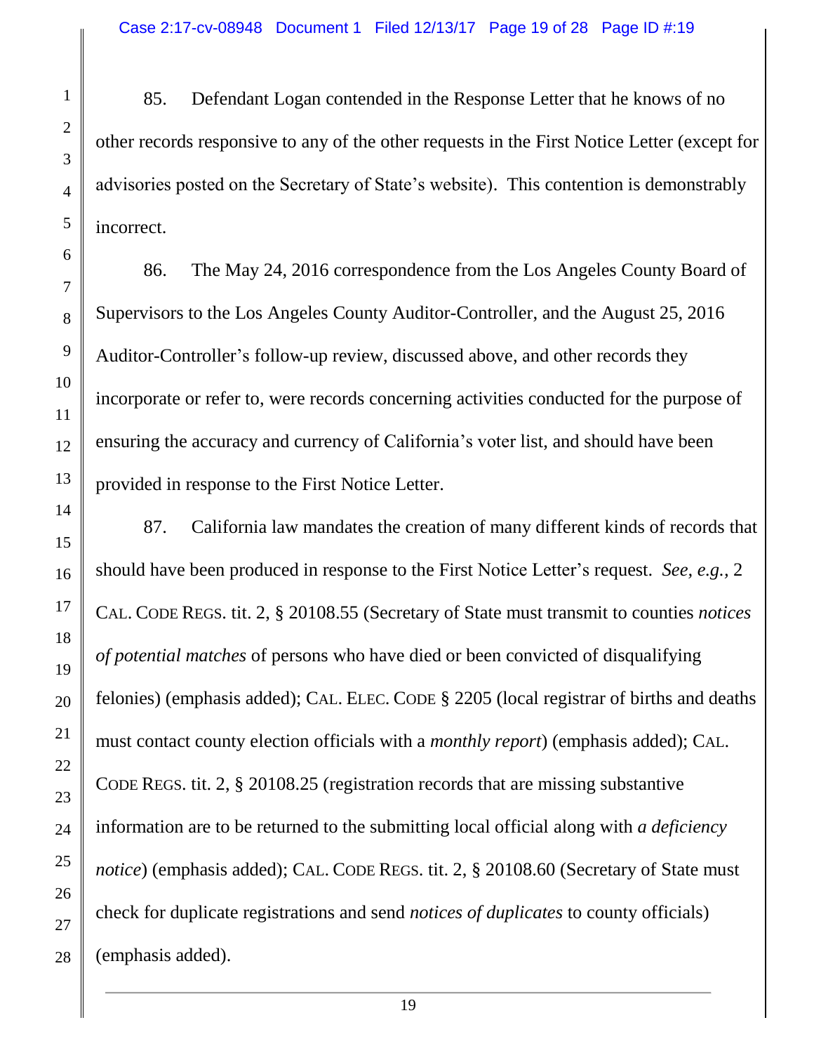85. Defendant Logan contended in the Response Letter that he knows of no other records responsive to any of the other requests in the First Notice Letter (except for advisories posted on the Secretary of State's website). This contention is demonstrably incorrect.

86. The May 24, 2016 correspondence from the Los Angeles County Board of Supervisors to the Los Angeles County Auditor-Controller, and the August 25, 2016 Auditor-Controller's follow-up review, discussed above, and other records they incorporate or refer to, were records concerning activities conducted for the purpose of ensuring the accuracy and currency of California's voter list, and should have been provided in response to the First Notice Letter.

87. California law mandates the creation of many different kinds of records that should have been produced in response to the First Notice Letter's request. *See, e.g.*, 2 CAL. CODE REGS. tit. 2, § 20108.55 (Secretary of State must transmit to counties *notices of potential matches* of persons who have died or been convicted of disqualifying felonies) (emphasis added); CAL. ELEC. CODE § 2205 (local registrar of births and deaths must contact county election officials with a *monthly report*) (emphasis added); CAL. CODE REGS. tit. 2, § 20108.25 (registration records that are missing substantive information are to be returned to the submitting local official along with *a deficiency notice*) (emphasis added); CAL. CODE REGS. tit. 2, § 20108.60 (Secretary of State must check for duplicate registrations and send *notices of duplicates* to county officials) (emphasis added).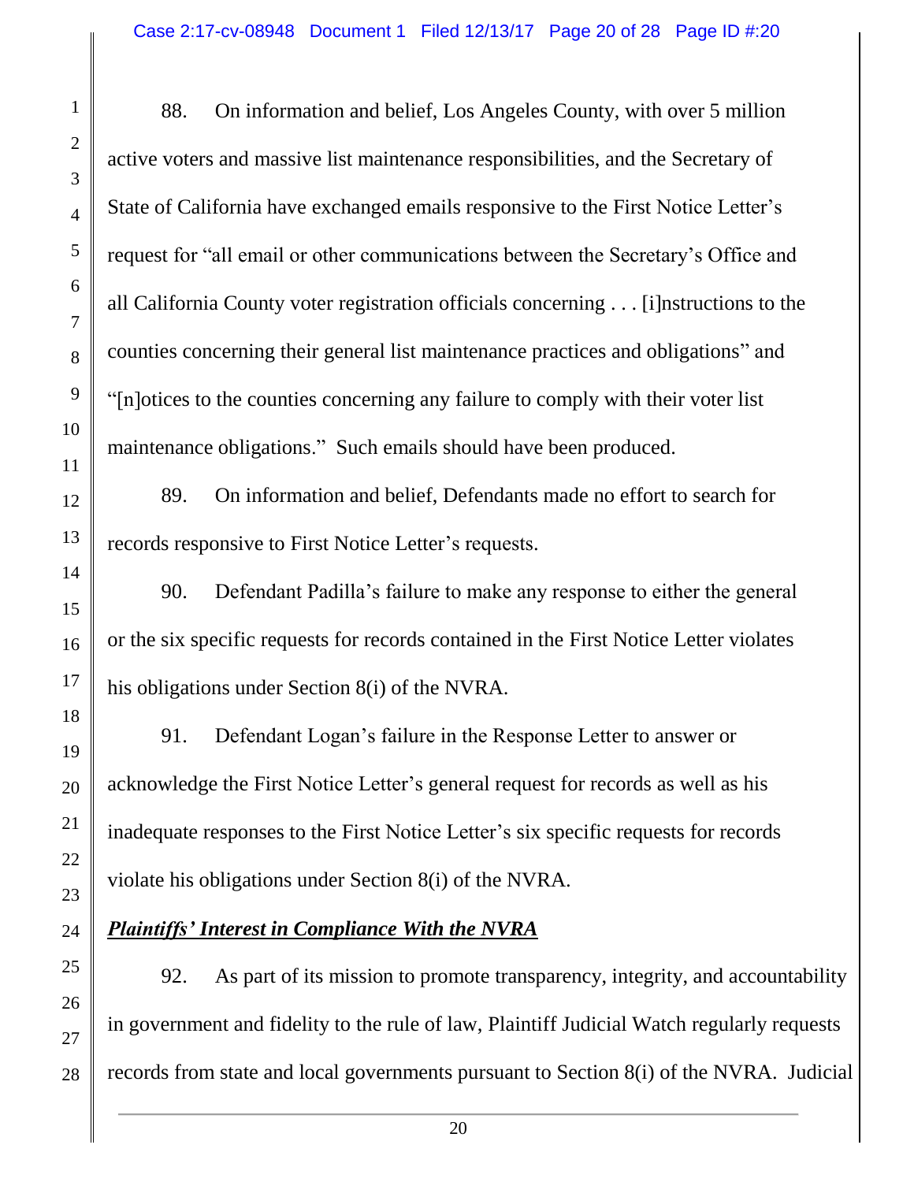88. On information and belief, Los Angeles County, with over 5 million active voters and massive list maintenance responsibilities, and the Secretary of State of California have exchanged emails responsive to the First Notice Letter's request for "all email or other communications between the Secretary's Office and all California County voter registration officials concerning . . . [i]nstructions to the counties concerning their general list maintenance practices and obligations" and "[n]otices to the counties concerning any failure to comply with their voter list maintenance obligations." Such emails should have been produced.

89. On information and belief, Defendants made no effort to search for records responsive to First Notice Letter's requests.

90. Defendant Padilla's failure to make any response to either the general or the six specific requests for records contained in the First Notice Letter violates his obligations under Section 8(i) of the NVRA.

91. Defendant Logan's failure in the Response Letter to answer or acknowledge the First Notice Letter's general request for records as well as his inadequate responses to the First Notice Letter's six specific requests for records violate his obligations under Section 8(i) of the NVRA.

***Plaintiffs' Interest in Compliance With the NVRA***

92. As part of its mission to promote transparency, integrity, and accountability in government and fidelity to the rule of law, Plaintiff Judicial Watch regularly requests records from state and local governments pursuant to Section 8(i) of the NVRA. Judicial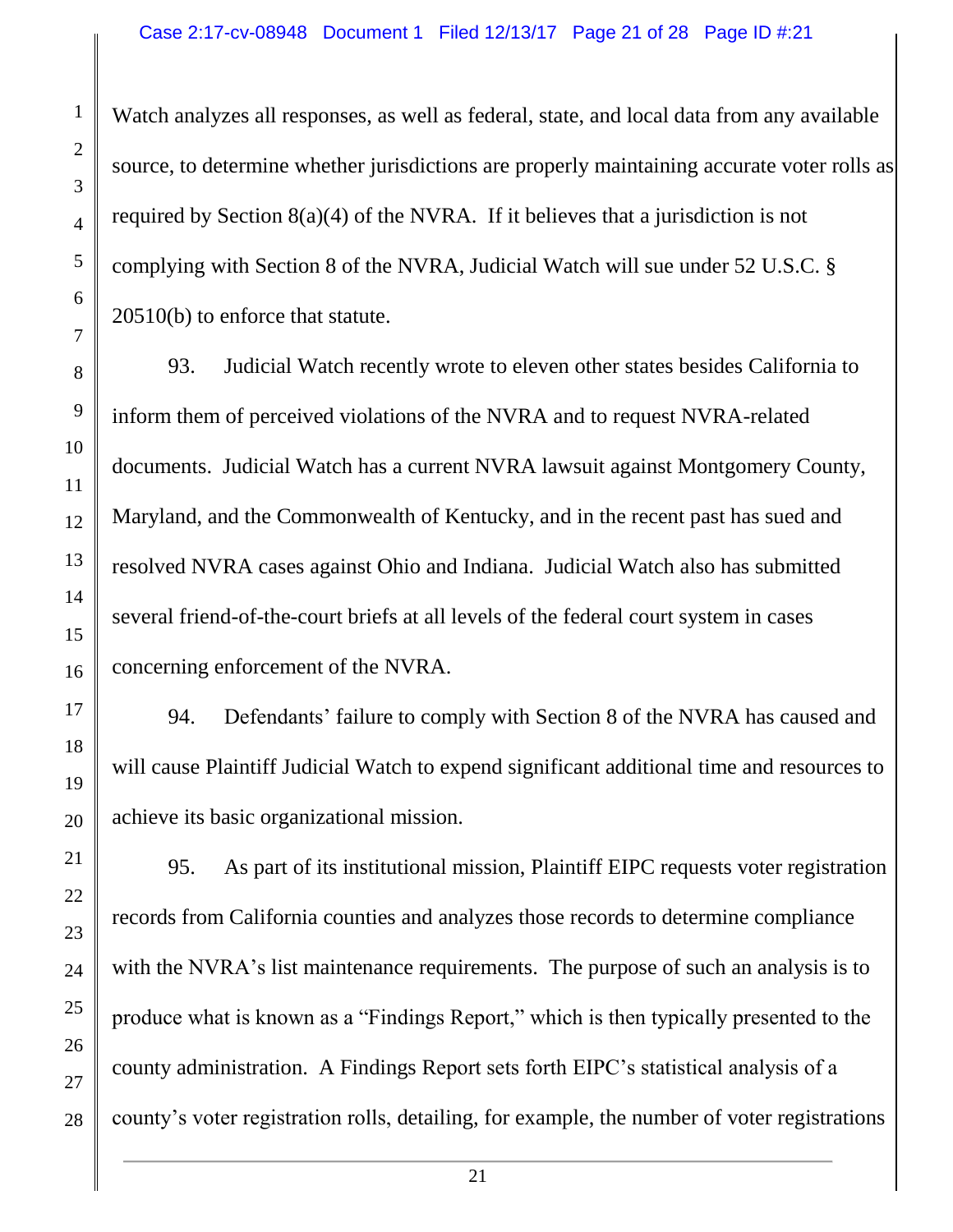Watch analyzes all responses, as well as federal, state, and local data from any available source, to determine whether jurisdictions are properly maintaining accurate voter rolls as required by Section 8(a)(4) of the NVRA. If it believes that a jurisdiction is not complying with Section 8 of the NVRA, Judicial Watch will sue under 52 U.S.C. § 20510(b) to enforce that statute.

93. Judicial Watch recently wrote to eleven other states besides California to inform them of perceived violations of the NVRA and to request NVRA-related documents. Judicial Watch has a current NVRA lawsuit against Montgomery County, Maryland, and the Commonwealth of Kentucky, and in the recent past has sued and resolved NVRA cases against Ohio and Indiana. Judicial Watch also has submitted several friend-of-the-court briefs at all levels of the federal court system in cases concerning enforcement of the NVRA.

94. Defendants' failure to comply with Section 8 of the NVRA has caused and will cause Plaintiff Judicial Watch to expend significant additional time and resources to achieve its basic organizational mission.

95. As part of its institutional mission, Plaintiff EIPC requests voter registration records from California counties and analyzes those records to determine compliance with the NVRA's list maintenance requirements. The purpose of such an analysis is to produce what is known as a "Findings Report," which is then typically presented to the county administration. A Findings Report sets forth EIPC's statistical analysis of a county's voter registration rolls, detailing, for example, the number of voter registrations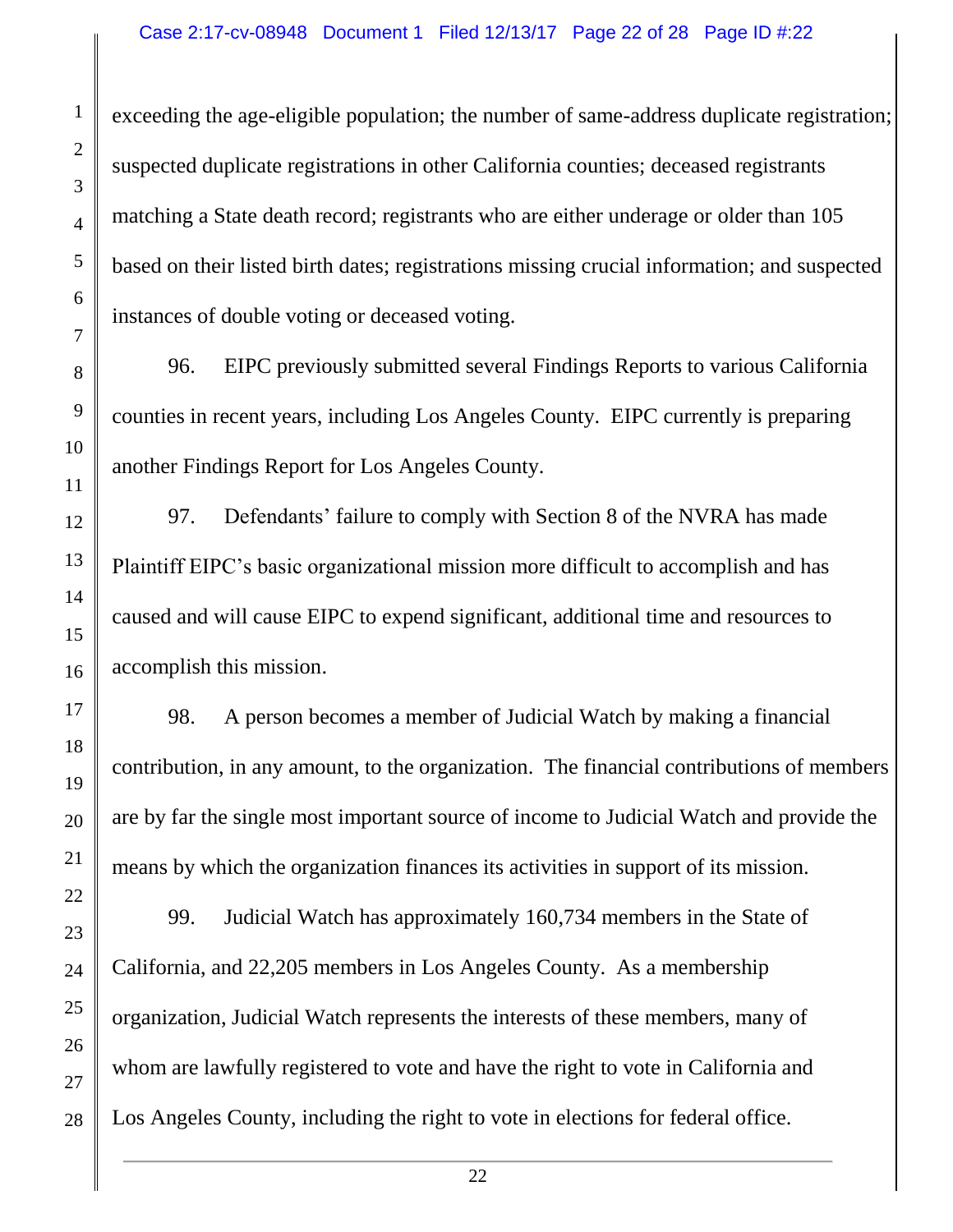exceeding the age-eligible population; the number of same-address duplicate registration; suspected duplicate registrations in other California counties; deceased registrants matching a State death record; registrants who are either underage or older than 105 based on their listed birth dates; registrations missing crucial information; and suspected instances of double voting or deceased voting.

96. EIPC previously submitted several Findings Reports to various California counties in recent years, including Los Angeles County. EIPC currently is preparing another Findings Report for Los Angeles County.

97. Defendants' failure to comply with Section 8 of the NVRA has made Plaintiff EIPC's basic organizational mission more difficult to accomplish and has caused and will cause EIPC to expend significant, additional time and resources to accomplish this mission.

98. A person becomes a member of Judicial Watch by making a financial contribution, in any amount, to the organization. The financial contributions of members are by far the single most important source of income to Judicial Watch and provide the means by which the organization finances its activities in support of its mission.

99. Judicial Watch has approximately 160,734 members in the State of California, and 22,205 members in Los Angeles County. As a membership organization, Judicial Watch represents the interests of these members, many of whom are lawfully registered to vote and have the right to vote in California and Los Angeles County, including the right to vote in elections for federal office.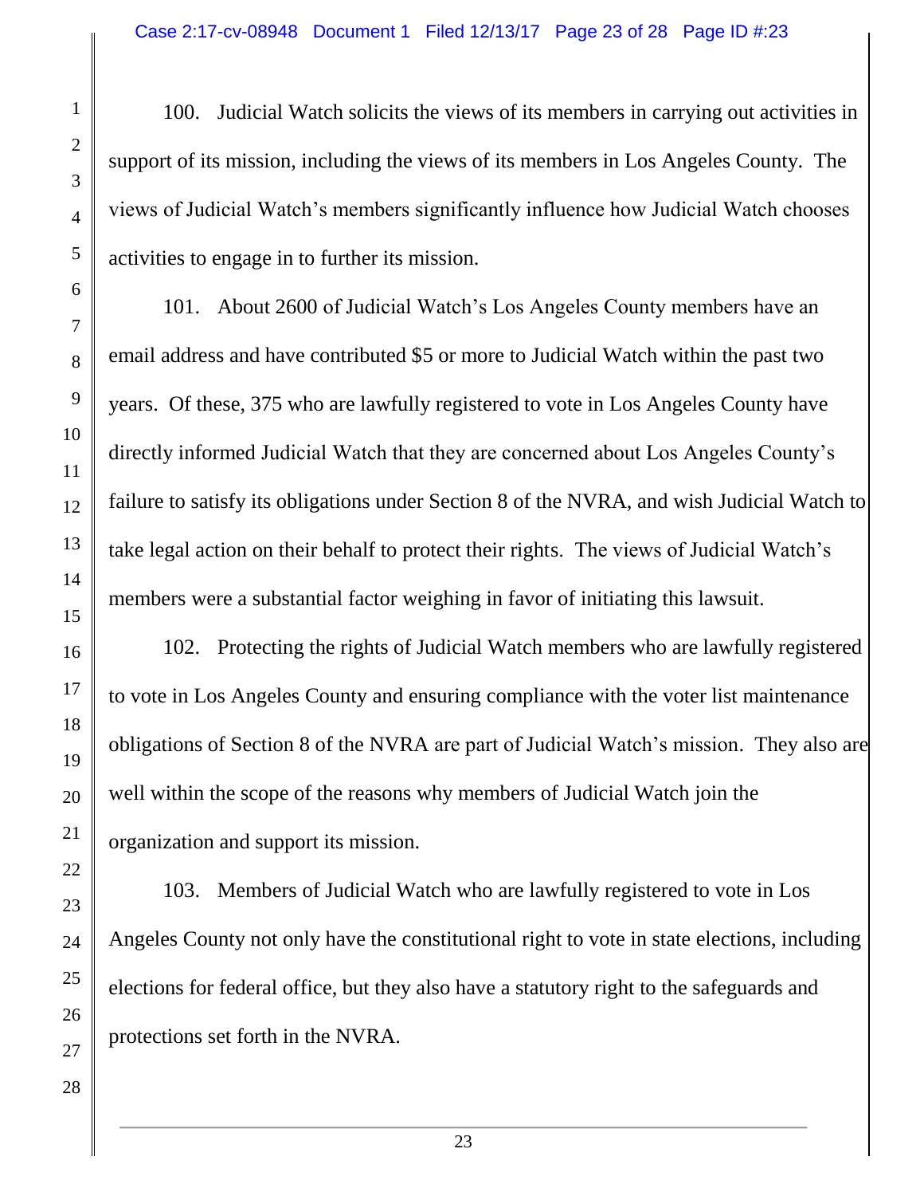100. Judicial Watch solicits the views of its members in carrying out activities in support of its mission, including the views of its members in Los Angeles County. The views of Judicial Watch's members significantly influence how Judicial Watch chooses activities to engage in to further its mission.

101. About 2600 of Judicial Watch's Los Angeles County members have an email address and have contributed $5 or more to Judicial Watch within the past two years. Of these, 375 who are lawfully registered to vote in Los Angeles County have directly informed Judicial Watch that they are concerned about Los Angeles County's failure to satisfy its obligations under Section 8 of the NVRA, and wish Judicial Watch to take legal action on their behalf to protect their rights. The views of Judicial Watch's members were a substantial factor weighing in favor of initiating this lawsuit.

102. Protecting the rights of Judicial Watch members who are lawfully registered to vote in Los Angeles County and ensuring compliance with the voter list maintenance obligations of Section 8 of the NVRA are part of Judicial Watch's mission. They also are well within the scope of the reasons why members of Judicial Watch join the organization and support its mission.

103. Members of Judicial Watch who are lawfully registered to vote in Los Angeles County not only have the constitutional right to vote in state elections, including elections for federal office, but they also have a statutory right to the safeguards and protections set forth in the NVRA.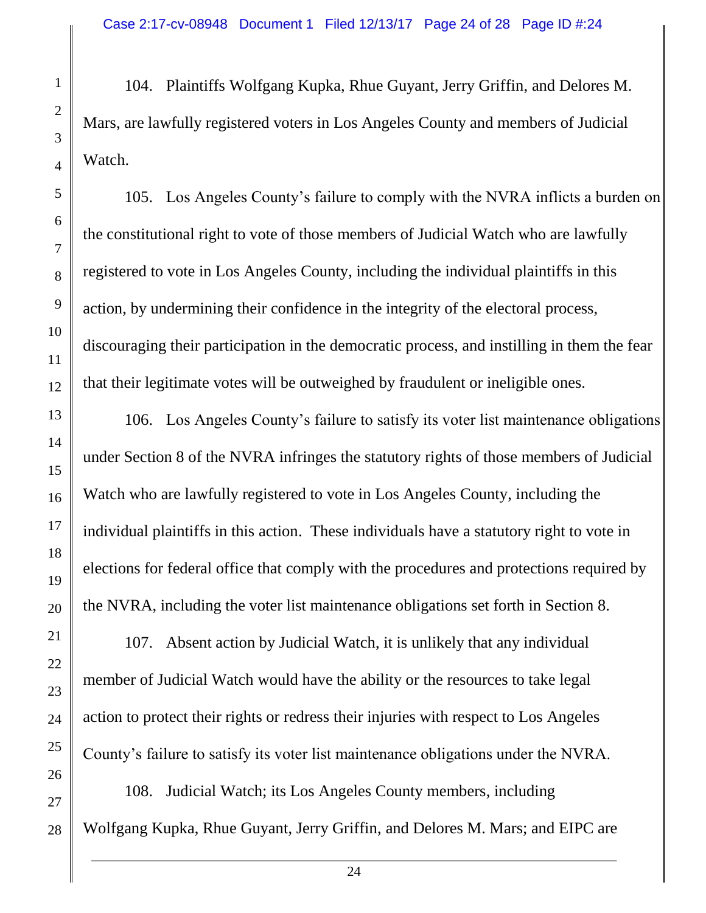104. Plaintiffs Wolfgang Kupka, Rhue Guyant, Jerry Griffin, and Delores M. Mars, are lawfully registered voters in Los Angeles County and members of Judicial Watch.

105. Los Angeles County's failure to comply with the NVRA inflicts a burden on the constitutional right to vote of those members of Judicial Watch who are lawfully registered to vote in Los Angeles County, including the individual plaintiffs in this action, by undermining their confidence in the integrity of the electoral process, discouraging their participation in the democratic process, and instilling in them the fear that their legitimate votes will be outweighed by fraudulent or ineligible ones.

106. Los Angeles County's failure to satisfy its voter list maintenance obligations under Section 8 of the NVRA infringes the statutory rights of those members of Judicial Watch who are lawfully registered to vote in Los Angeles County, including the individual plaintiffs in this action. These individuals have a statutory right to vote in elections for federal office that comply with the procedures and protections required by the NVRA, including the voter list maintenance obligations set forth in Section 8.

107. Absent action by Judicial Watch, it is unlikely that any individual member of Judicial Watch would have the ability or the resources to take legal action to protect their rights or redress their injuries with respect to Los Angeles County's failure to satisfy its voter list maintenance obligations under the NVRA.

108. Judicial Watch; its Los Angeles County members, including Wolfgang Kupka, Rhue Guyant, Jerry Griffin, and Delores M. Mars; and EIPC are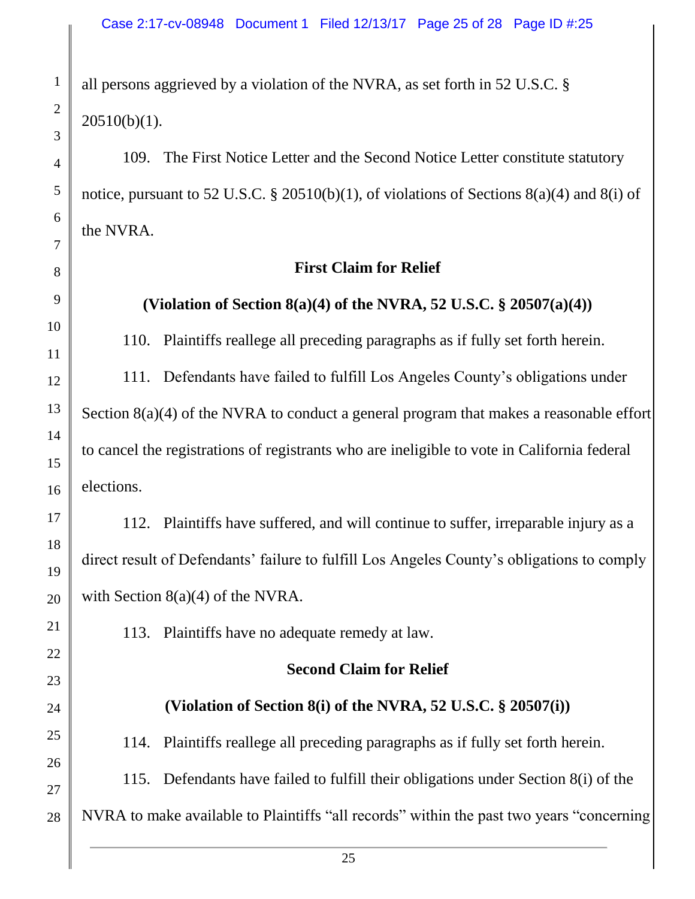all persons aggrieved by a violation of the NVRA, as set forth in 52 U.S.C. § 20510(b)(1).

109. The First Notice Letter and the Second Notice Letter constitute statutory notice, pursuant to 52 U.S.C. § 20510(b)(1), of violations of Sections 8(a)(4) and 8(i) of the NVRA.

**First Claim for Relief**

**(Violation of Section 8(a)(4) of the NVRA, 52 U.S.C. § 20507(a)(4))**

110. Plaintiffs reallege all preceding paragraphs as if fully set forth herein.

111. Defendants have failed to fulfill Los Angeles County's obligations under Section 8(a)(4) of the NVRA to conduct a general program that makes a reasonable effort to cancel the registrations of registrants who are ineligible to vote in California federal elections.

112. Plaintiffs have suffered, and will continue to suffer, irreparable injury as a direct result of Defendants' failure to fulfill Los Angeles County's obligations to comply with Section 8(a)(4) of the NVRA.

113. Plaintiffs have no adequate remedy at law.

**Second Claim for Relief**

**(Violation of Section 8(i) of the NVRA, 52 U.S.C. § 20507(i))**

114. Plaintiffs reallege all preceding paragraphs as if fully set forth herein.

115. Defendants have failed to fulfill their obligations under Section 8(i) of the NVRA to make available to Plaintiffs "all records" within the past two years "concerning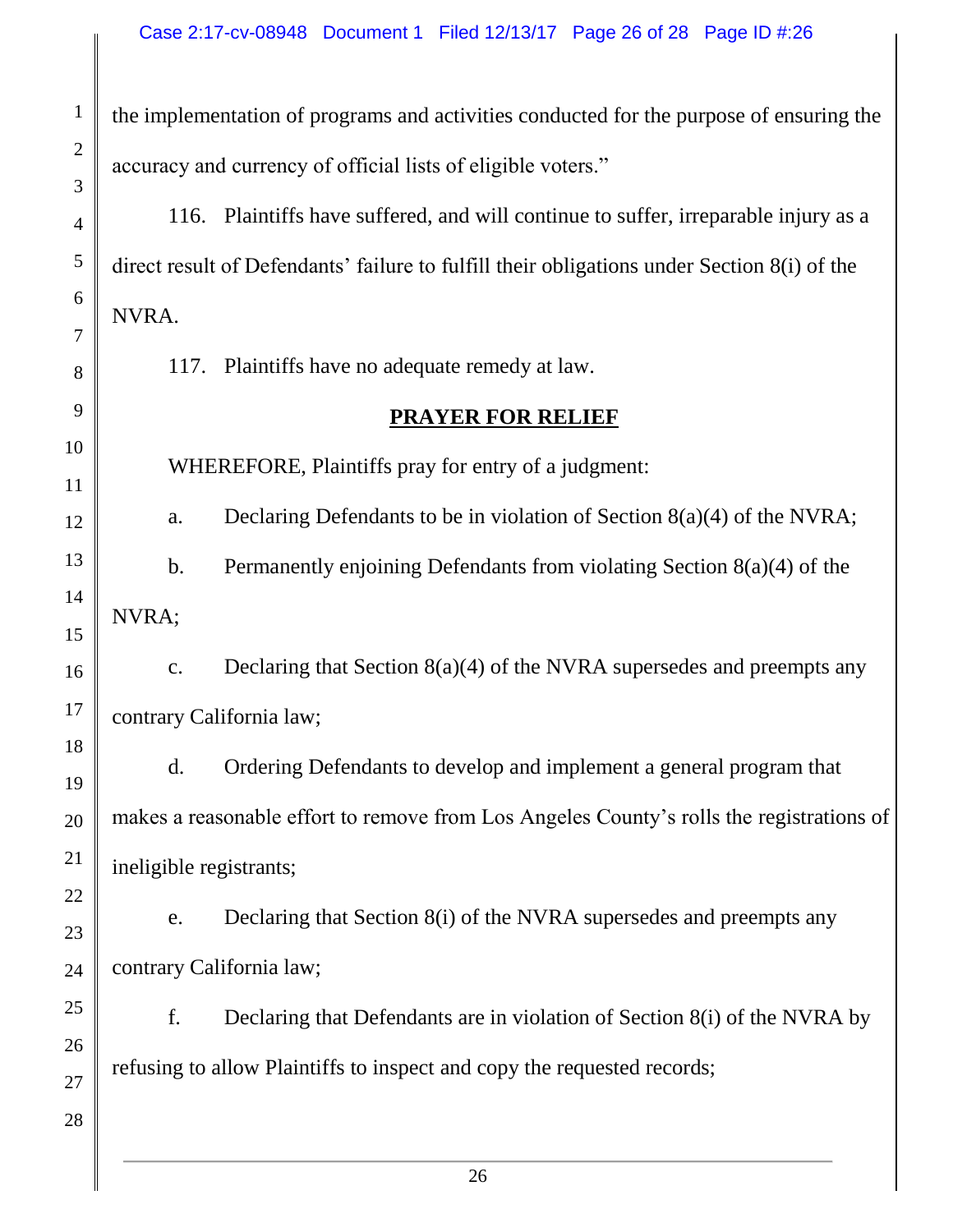the implementation of programs and activities conducted for the purpose of ensuring the accuracy and currency of official lists of eligible voters."

116. Plaintiffs have suffered, and will continue to suffer, irreparable injury as a direct result of Defendants' failure to fulfill their obligations under Section 8(i) of the NVRA.

117. Plaintiffs have no adequate remedy at law.

## PRAYER FOR RELIEF

WHEREFORE, Plaintiffs pray for entry of a judgment:

a. Declaring Defendants to be in violation of Section 8(a)(4) of the NVRA;

b. Permanently enjoining Defendants from violating Section 8(a)(4) of the NVRA;

c. Declaring that Section 8(a)(4) of the NVRA supersedes and preempts any contrary California law;

d. Ordering Defendants to develop and implement a general program that makes a reasonable effort to remove from Los Angeles County's rolls the registrations of ineligible registrants;

e. Declaring that Section 8(i) of the NVRA supersedes and preempts any contrary California law;

f. Declaring that Defendants are in violation of Section 8(i) of the NVRA by refusing to allow Plaintiffs to inspect and copy the requested records;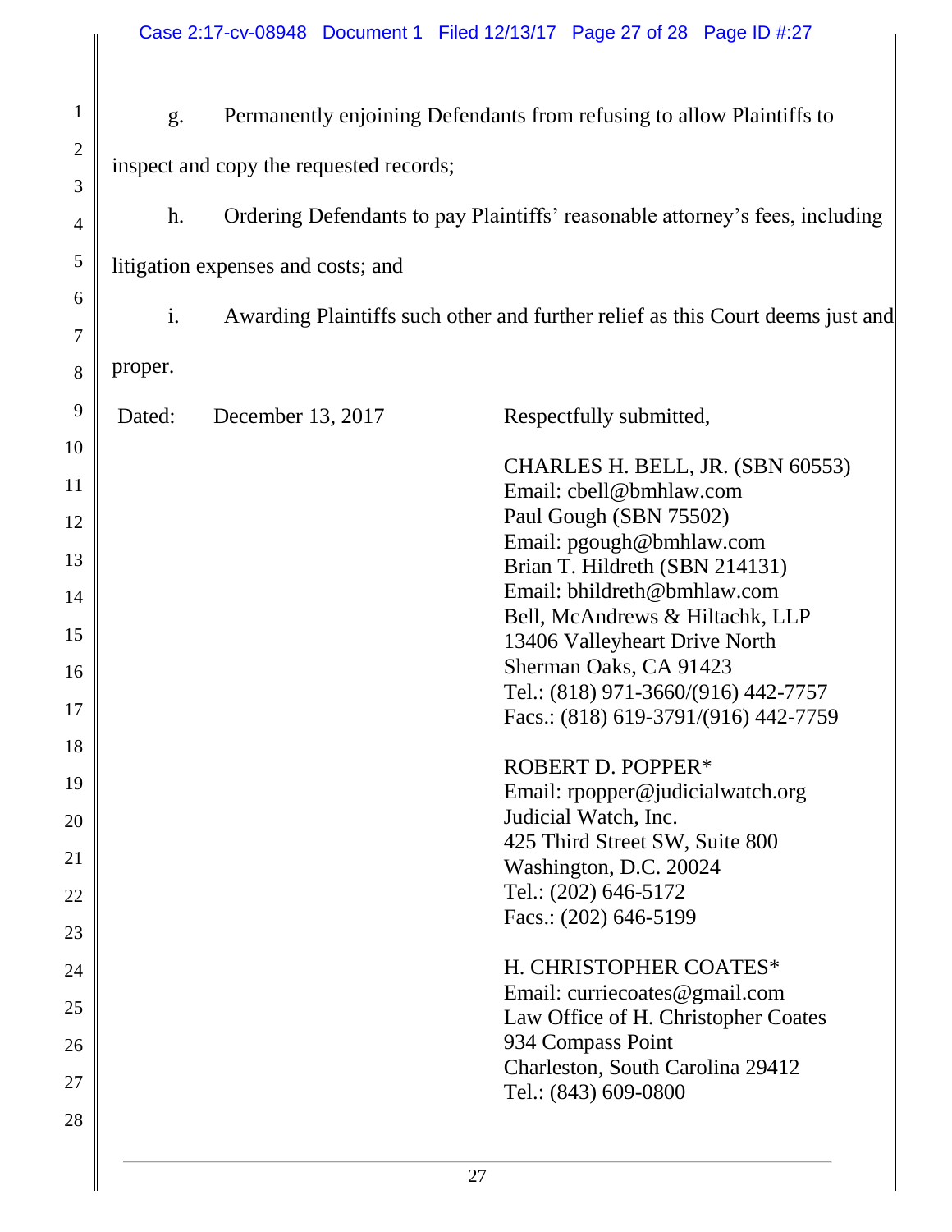g. Permanently enjoining Defendants from refusing to allow Plaintiffs to inspect and copy the requested records;

h. Ordering Defendants to pay Plaintiffs' reasonable attorney's fees, including litigation expenses and costs; and

i. Awarding Plaintiffs such other and further relief as this Court deems just and proper.

Dated: December 13, 2017

Respectfully submitted,

CHARLES H. BELL, JR. (SBN 60553)
Email: cbell@bmhlaw.com
Paul Gough (SBN 75502)
Email: pgough@bmhlaw.com
Brian T. Hildreth (SBN 214131)
Email: bhildreth@bmhlaw.com
Bell, McAndrews & Hiltachk, LLP
13406 Valleyheart Drive North
Sherman Oaks, CA 91423
Tel.: (818) 971-3660/(916) 442-7757
Facs.: (818) 619-3791/(916) 442-7759

ROBERT D. POPPER*
Email: rpopper@judicialwatch.org
Judicial Watch, Inc.
425 Third Street SW, Suite 800
Washington, D.C. 20024
Tel.: (202) 646-5172
Facs.: (202) 646-5199

H. CHRISTOPHER COATES*
Email: curriecoates@gmail.com
Law Office of H. Christopher Coates
934 Compass Point
Charleston, South Carolina 29412
Tel.: (843) 609-0800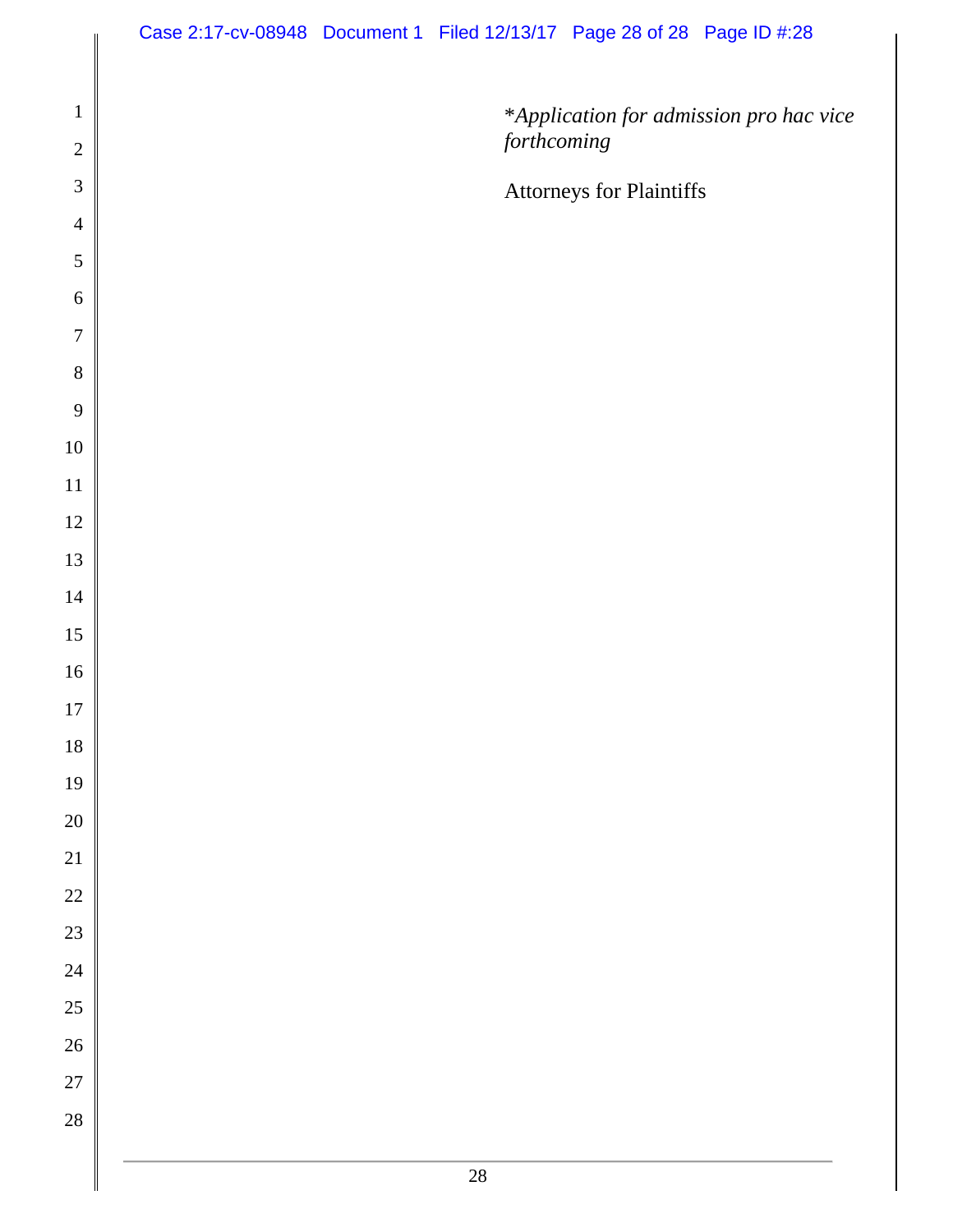**Application for admission pro hac vice forthcoming*

Attorneys for Plaintiffs